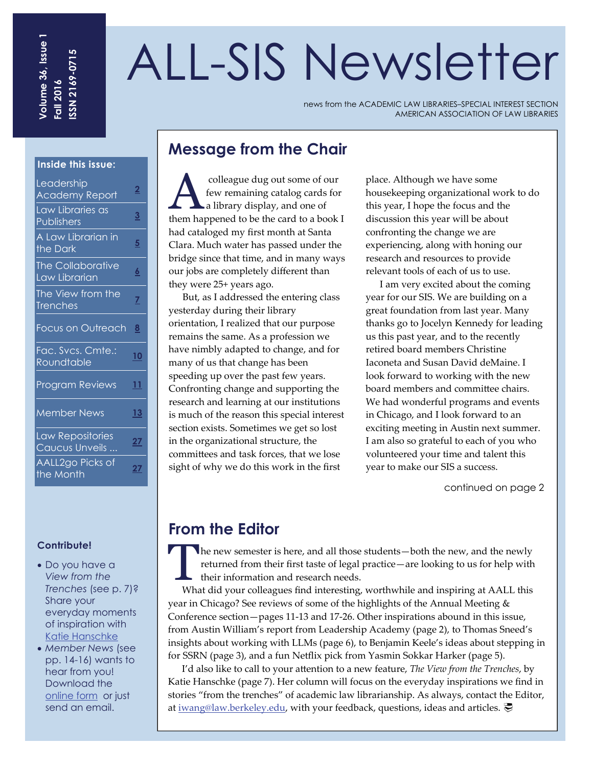# ALL-SIS Newsletter

Volume 36, Issue 1
Fall 2016
ISSN 2169-0715

news from the ACADEMIC LAW LIBRARIES–SPECIAL INTEREST SECTION
AMERICAN ASSOCIATION OF LAW LIBRARIES

**Inside this issue:**

| | |
|---|---|
| Leadership Academy Report | 2 |
| Law Libraries as Publishers | 3 |
| A Law Librarian in the Dark | 5 |
| The Collaborative Law Librarian | 6 |
| The View from the Trenches | 7 |
| Focus on Outreach | 8 |
| Fac. Svcs. Cmte.: Roundtable | 10 |
| Program Reviews | 11 |
| Member News | 13 |
| Law Repositories Caucus Unveils ... | 27 |
| AALL2go Picks of the Month | 27 |

## Message from the Chair

A colleague dug out some of our few remaining catalog cards for a library display, and one of them happened to be the card to a book I had cataloged my first month at Santa Clara. Much water has passed under the bridge since that time, and in many ways our jobs are completely different than they were 25+ years ago.

But, as I addressed the entering class yesterday during their library orientation, I realized that our purpose remains the same. As a profession we have nimbly adapted to change, and for many of us that change has been speeding up over the past few years. Confronting change and supporting the research and learning at our institutions is much of the reason this special interest section exists. Sometimes we get so lost in the organizational structure, the committees and task forces, that we lose sight of why we do this work in the first place. Although we have some housekeeping organizational work to do this year, I hope the focus and the discussion this year will be about confronting the change we are experiencing, along with honing our research and resources to provide relevant tools of each of us to use.

I am very excited about the coming year for our SIS. We are building on a great foundation from last year. Many thanks go to Jocelyn Kennedy for leading us this past year, and to the recently retired board members Christine Iaconeta and Susan David deMaine. I look forward to working with the new board members and committee chairs. We had wonderful programs and events in Chicago, and I look forward to an exciting meeting in Austin next summer. I am also so grateful to each of you who volunteered your time and talent this year to make our SIS a success.

continued on page 2

## From the Editor

The new semester is here, and all those students—both the new, and the newly returned from their first taste of legal practice—are looking to us for help with their information and research needs.

What did your colleagues find interesting, worthwhile and inspiring at AALL this year in Chicago? See reviews of some of the highlights of the Annual Meeting & Conference section—pages 11-13 and 17-26. Other inspirations abound in this issue, from Austin William's report from Leadership Academy (page 2), to Thomas Sneed's insights about working with LLMs (page 6), to Benjamin Keele's ideas about stepping in for SSRN (page 3), and a fun Netflix pick from Yasmin Sokkar Harker (page 5).

I'd also like to call to your attention to a new feature, *The View from the Trenches*, by Katie Hanschke (page 7). Her column will focus on the everyday inspirations we find in stories "from the trenches" of academic law librarianship. As always, contact the Editor, at iwang@law.berkeley.edu, with your feedback, questions, ideas and articles.

**Contribute!**

- Do you have a *View from the Trenches* (see p. 7)? Share your everyday moments of inspiration with Katie Hanschke
- *Member News* (see pp. 14-16) wants to hear from you! Download the online form or just send an email.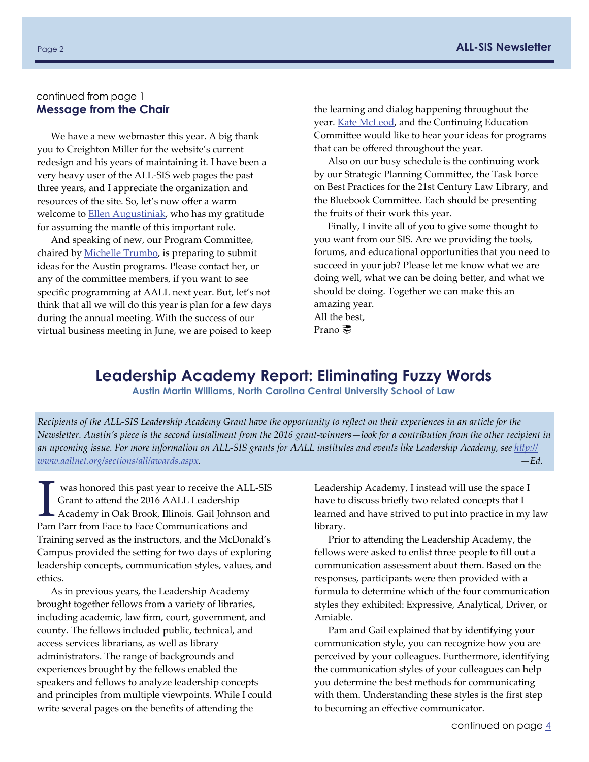continued from page 1

## Message from the Chair

We have a new webmaster this year. A big thank you to Creighton Miller for the website's current redesign and his years of maintaining it. I have been a very heavy user of the ALL-SIS web pages the past three years, and I appreciate the organization and resources of the site. So, let's now offer a warm welcome to Ellen Augustiniak, who has my gratitude for assuming the mantle of this important role.

And speaking of new, our Program Committee, chaired by Michelle Trumbo, is preparing to submit ideas for the Austin programs. Please contact her, or any of the committee members, if you want to see specific programming at AALL next year. But, let's not think that all we will do this year is plan for a few days during the annual meeting. With the success of our virtual business meeting in June, we are poised to keep the learning and dialog happening throughout the year. Kate McLeod, and the Continuing Education Committee would like to hear your ideas for programs that can be offered throughout the year.

Also on our busy schedule is the continuing work by our Strategic Planning Committee, the Task Force on Best Practices for the 21st Century Law Library, and the Bluebook Committee. Each should be presenting the fruits of their work this year.

Finally, I invite all of you to give some thought to you want from our SIS. Are we providing the tools, forums, and educational opportunities that you need to succeed in your job? Please let me know what we are doing well, what we can be doing better, and what we should be doing. Together we can make this an amazing year.

All the best,
Prano

# Leadership Academy Report: Eliminating Fuzzy Words

**Austin Martin Williams, North Carolina Central University School of Law**

*Recipients of the ALL-SIS Leadership Academy Grant have the opportunity to reflect on their experiences in an article for the Newsletter. Austin's piece is the second installment from the 2016 grant-winners—look for a contribution from the other recipient in an upcoming issue. For more information on ALL-SIS grants for AALL institutes and events like Leadership Academy, see http://www.aallnet.org/sections/all/awards.aspx.* *—Ed.*

I was honored this past year to receive the ALL-SIS Grant to attend the 2016 AALL Leadership Academy in Oak Brook, Illinois. Gail Johnson and Pam Parr from Face to Face Communications and Training served as the instructors, and the McDonald's Campus provided the setting for two days of exploring leadership concepts, communication styles, values, and ethics.

As in previous years, the Leadership Academy brought together fellows from a variety of libraries, including academic, law firm, court, government, and county. The fellows included public, technical, and access services librarians, as well as library administrators. The range of backgrounds and experiences brought by the fellows enabled the speakers and fellows to analyze leadership concepts and principles from multiple viewpoints. While I could write several pages on the benefits of attending the Leadership Academy, I instead will use the space I have to discuss briefly two related concepts that I learned and have strived to put into practice in my law library.

Prior to attending the Leadership Academy, the fellows were asked to enlist three people to fill out a communication assessment about them. Based on the responses, participants were then provided with a formula to determine which of the four communication styles they exhibited: Expressive, Analytical, Driver, or Amiable.

Pam and Gail explained that by identifying your communication style, you can recognize how you are perceived by your colleagues. Furthermore, identifying the communication styles of your colleagues can help you determine the best methods for communicating with them. Understanding these styles is the first step to becoming an effective communicator.

continued on page 4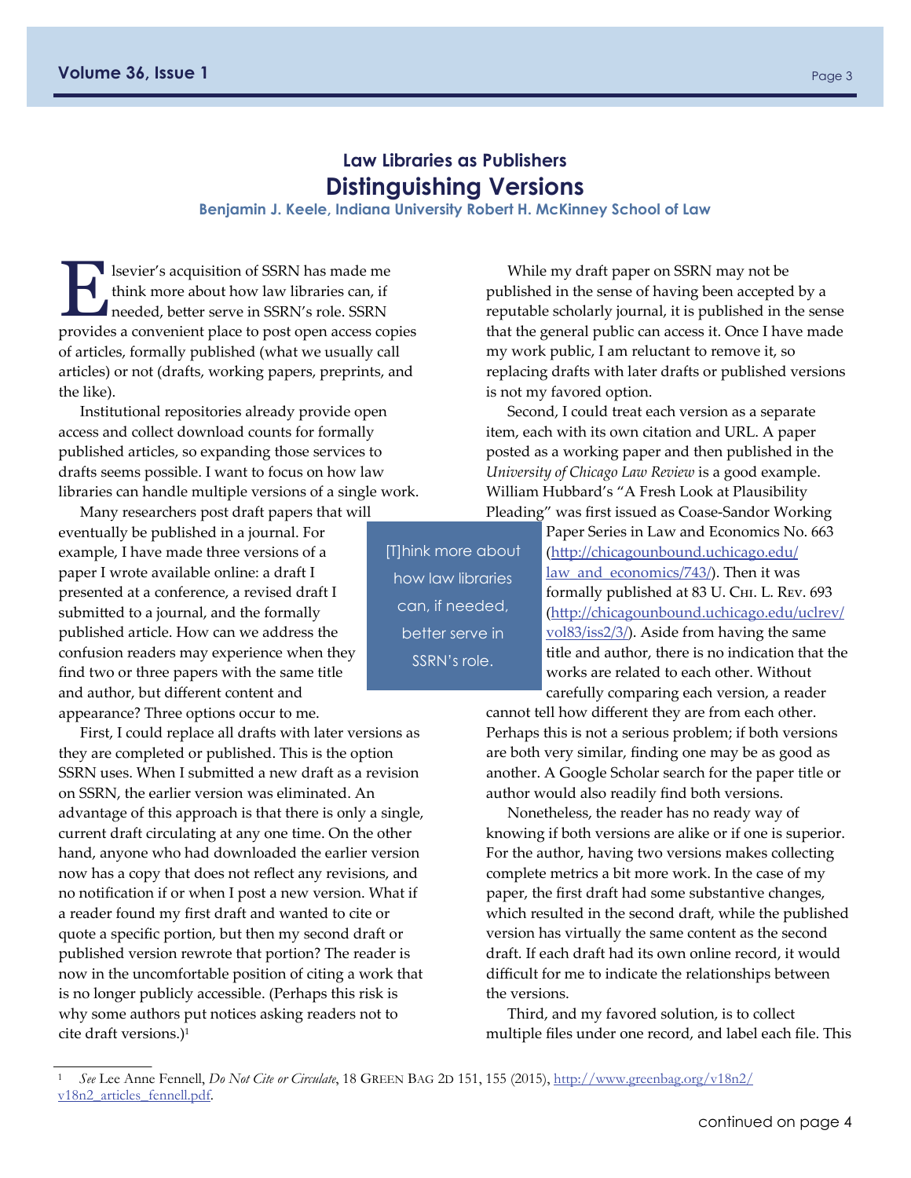## Law Libraries as Publishers

# Distinguishing Versions

**Benjamin J. Keele, Indiana University Robert H. McKinney School of Law**

Elsevier's acquisition of SSRN has made me think more about how law libraries can, if needed, better serve in SSRN's role. SSRN provides a convenient place to post open access copies of articles, formally published (what we usually call articles) or not (drafts, working papers, preprints, and the like).

Institutional repositories already provide open access and collect download counts for formally published articles, so expanding those services to drafts seems possible. I want to focus on how law libraries can handle multiple versions of a single work.

Many researchers post draft papers that will eventually be published in a journal. For example, I have made three versions of a paper I wrote available online: a draft I presented at a conference, a revised draft I submitted to a journal, and the formally published article. How can we address the confusion readers may experience when they find two or three papers with the same title and author, but different content and appearance? Three options occur to me.

> [T]hink more about how law libraries can, if needed, better serve in SSRN's role.

First, I could replace all drafts with later versions as they are completed or published. This is the option SSRN uses. When I submitted a new draft as a revision on SSRN, the earlier version was eliminated. An advantage of this approach is that there is only a single, current draft circulating at any one time. On the other hand, anyone who had downloaded the earlier version now has a copy that does not reflect any revisions, and no notification if or when I post a new version. What if a reader found my first draft and wanted to cite or quote a specific portion, but then my second draft or published version rewrote that portion? The reader is now in the uncomfortable position of citing a work that is no longer publicly accessible. (Perhaps this risk is why some authors put notices asking readers not to cite draft versions.)[1]

While my draft paper on SSRN may not be published in the sense of having been accepted by a reputable scholarly journal, it is published in the sense that the general public can access it. Once I have made my work public, I am reluctant to remove it, so replacing drafts with later drafts or published versions is not my favored option.

Second, I could treat each version as a separate item, each with its own citation and URL. A paper posted as a working paper and then published in the *University of Chicago Law Review* is a good example. William Hubbard's "A Fresh Look at Plausibility Pleading" was first issued as Coase-Sandor Working Paper Series in Law and Economics No. 663 (http://chicagounbound.uchicago.edu/law_and_economics/743/). Then it was formally published at 83 U. Chi. L. Rev. 693 (http://chicagounbound.uchicago.edu/uclrev/vol83/iss2/3/). Aside from having the same title and author, there is no indication that the works are related to each other. Without carefully comparing each version, a reader cannot tell how different they are from each other. Perhaps this is not a serious problem; if both versions are both very similar, finding one may be as good as another. A Google Scholar search for the paper title or author would also readily find both versions.

Nonetheless, the reader has no ready way of knowing if both versions are alike or if one is superior. For the author, having two versions makes collecting complete metrics a bit more work. In the case of my paper, the first draft had some substantive changes, which resulted in the second draft, while the published version has virtually the same content as the second draft. If each draft had its own online record, it would difficult for me to indicate the relationships between the versions.

Third, and my favored solution, is to collect multiple files under one record, and label each file. This

continued on page 4

---

[1] *See* Lee Anne Fennell, *Do Not Cite or Circulate*, 18 Green Bag 2d 151, 155 (2015), http://www.greenbag.org/v18n2/v18n2_articles_fennell.pdf.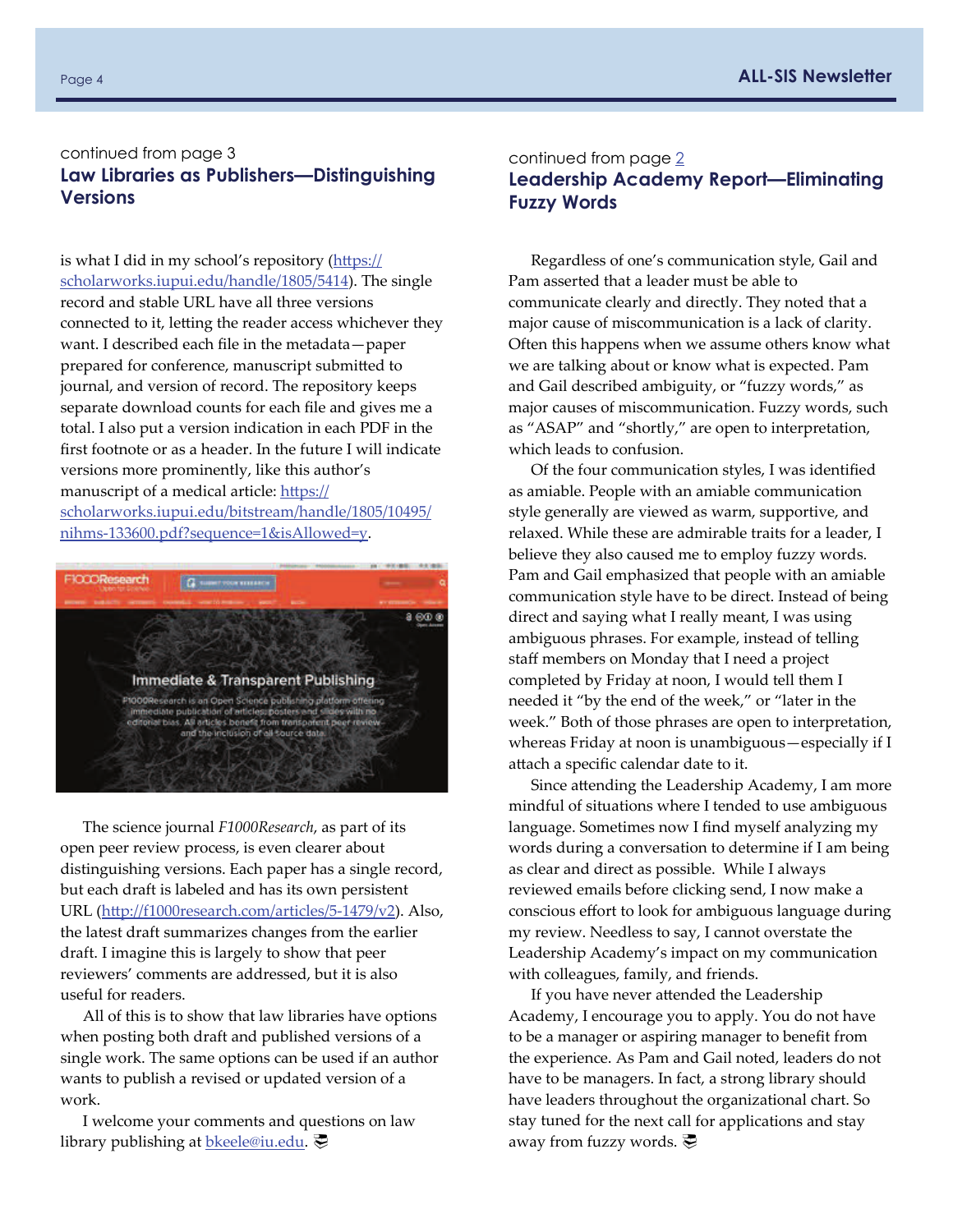continued from page 3

## Law Libraries as Publishers—Distinguishing Versions

is what I did in my school's repository (https://scholarworks.iupui.edu/handle/1805/5414). The single record and stable URL have all three versions connected to it, letting the reader access whichever they want. I described each file in the metadata—paper prepared for conference, manuscript submitted to journal, and version of record. The repository keeps separate download counts for each file and gives me a total. I also put a version indication in each PDF in the first footnote or as a header. In the future I will indicate versions more prominently, like this author's manuscript of a medical article: https://scholarworks.iupui.edu/bitstream/handle/1805/10495/nihms-133600.pdf?sequence=1&isAllowed=y.

The science journal *F1000Research*, as part of its open peer review process, is even clearer about distinguishing versions. Each paper has a single record, but each draft is labeled and has its own persistent URL (http://f1000research.com/articles/5-1479/v2). Also, the latest draft summarizes changes from the earlier draft. I imagine this is largely to show that peer reviewers' comments are addressed, but it is also useful for readers.

All of this is to show that law libraries have options when posting both draft and published versions of a single work. The same options can be used if an author wants to publish a revised or updated version of a work.

I welcome your comments and questions on law library publishing at bkeele@iu.edu.

continued from page 2

## Leadership Academy Report—Eliminating Fuzzy Words

Regardless of one's communication style, Gail and Pam asserted that a leader must be able to communicate clearly and directly. They noted that a major cause of miscommunication is a lack of clarity. Often this happens when we assume others know what we are talking about or know what is expected. Pam and Gail described ambiguity, or "fuzzy words," as major causes of miscommunication. Fuzzy words, such as "ASAP" and "shortly," are open to interpretation, which leads to confusion.

Of the four communication styles, I was identified as amiable. People with an amiable communication style generally are viewed as warm, supportive, and relaxed. While these are admirable traits for a leader, I believe they also caused me to employ fuzzy words. Pam and Gail emphasized that people with an amiable communication style have to be direct. Instead of being direct and saying what I really meant, I was using ambiguous phrases. For example, instead of telling staff members on Monday that I need a project completed by Friday at noon, I would tell them I needed it "by the end of the week," or "later in the week." Both of those phrases are open to interpretation, whereas Friday at noon is unambiguous—especially if I attach a specific calendar date to it.

Since attending the Leadership Academy, I am more mindful of situations where I tended to use ambiguous language. Sometimes now I find myself analyzing my words during a conversation to determine if I am being as clear and direct as possible. While I always reviewed emails before clicking send, I now make a conscious effort to look for ambiguous language during my review. Needless to say, I cannot overstate the Leadership Academy's impact on my communication with colleagues, family, and friends.

If you have never attended the Leadership Academy, I encourage you to apply. You do not have to be a manager or aspiring manager to benefit from the experience. As Pam and Gail noted, leaders do not have to be managers. In fact, a strong library should have leaders throughout the organizational chart. So stay tuned for the next call for applications and stay away from fuzzy words.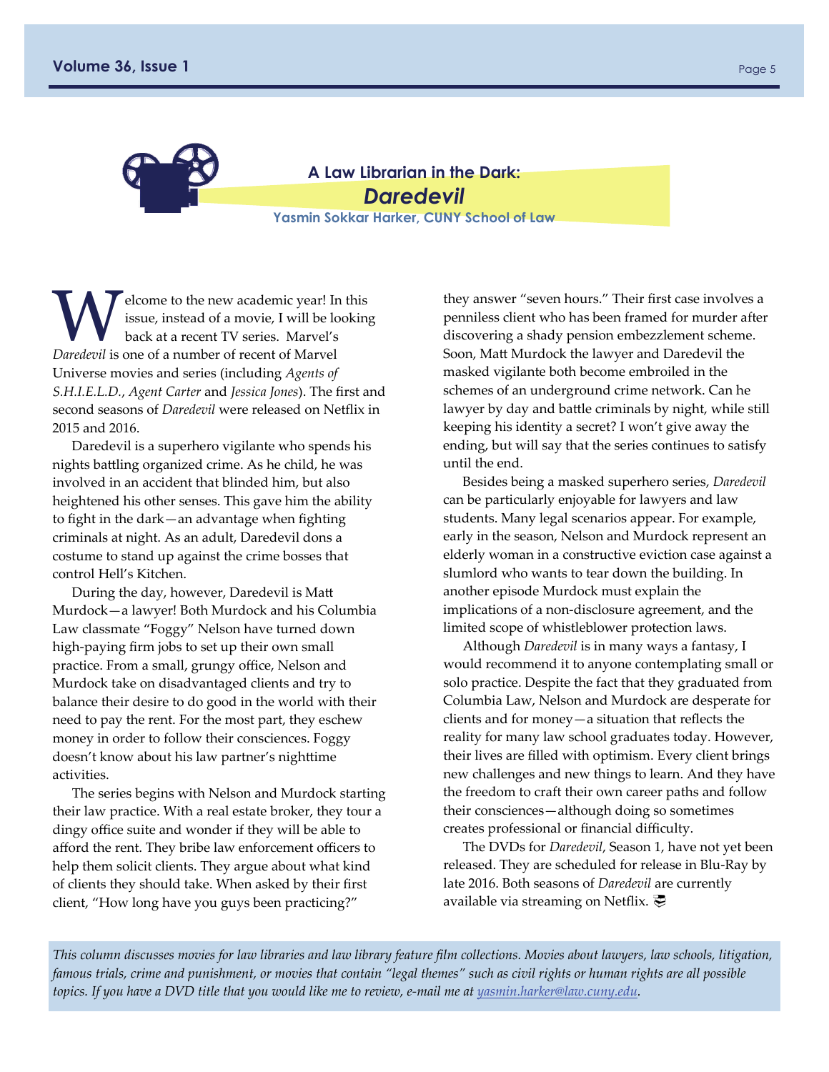## A Law Librarian in the Dark:

# *Daredevil*

**Yasmin Sokkar Harker, CUNY School of Law**

Welcome to the new academic year! In this issue, instead of a movie, I will be looking back at a recent TV series. Marvel's *Daredevil* is one of a number of recent of Marvel Universe movies and series (including *Agents of S.H.I.E.L.D.*, *Agent Carter* and *Jessica Jones*). The first and second seasons of *Daredevil* were released on Netflix in 2015 and 2016.

Daredevil is a superhero vigilante who spends his nights battling organized crime. As he child, he was involved in an accident that blinded him, but also heightened his other senses. This gave him the ability to fight in the dark—an advantage when fighting criminals at night. As an adult, Daredevil dons a costume to stand up against the crime bosses that control Hell's Kitchen.

During the day, however, Daredevil is Matt Murdock—a lawyer! Both Murdock and his Columbia Law classmate "Foggy" Nelson have turned down high-paying firm jobs to set up their own small practice. From a small, grungy office, Nelson and Murdock take on disadvantaged clients and try to balance their desire to do good in the world with their need to pay the rent. For the most part, they eschew money in order to follow their consciences. Foggy doesn't know about his law partner's nighttime activities.

The series begins with Nelson and Murdock starting their law practice. With a real estate broker, they tour a dingy office suite and wonder if they will be able to afford the rent. They bribe law enforcement officers to help them solicit clients. They argue about what kind of clients they should take. When asked by their first client, "How long have you guys been practicing?" they answer "seven hours." Their first case involves a penniless client who has been framed for murder after discovering a shady pension embezzlement scheme. Soon, Matt Murdock the lawyer and Daredevil the masked vigilante both become embroiled in the schemes of an underground crime network. Can he lawyer by day and battle criminals by night, while still keeping his identity a secret? I won't give away the ending, but will say that the series continues to satisfy until the end.

Besides being a masked superhero series, *Daredevil* can be particularly enjoyable for lawyers and law students. Many legal scenarios appear. For example, early in the season, Nelson and Murdock represent an elderly woman in a constructive eviction case against a slumlord who wants to tear down the building. In another episode Murdock must explain the implications of a non-disclosure agreement, and the limited scope of whistleblower protection laws.

Although *Daredevil* is in many ways a fantasy, I would recommend it to anyone contemplating small or solo practice. Despite the fact that they graduated from Columbia Law, Nelson and Murdock are desperate for clients and for money—a situation that reflects the reality for many law school graduates today. However, their lives are filled with optimism. Every client brings new challenges and new things to learn. And they have the freedom to craft their own career paths and follow their consciences—although doing so sometimes creates professional or financial difficulty.

The DVDs for *Daredevil*, Season 1, have not yet been released. They are scheduled for release in Blu-Ray by late 2016. Both seasons of *Daredevil* are currently available via streaming on Netflix.

*This column discusses movies for law libraries and law library feature film collections. Movies about lawyers, law schools, litigation, famous trials, crime and punishment, or movies that contain "legal themes" such as civil rights or human rights are all possible topics. If you have a DVD title that you would like me to review, e-mail me at [yasmin.harker@law.cuny.edu](mailto:yasmin.harker@law.cuny.edu).*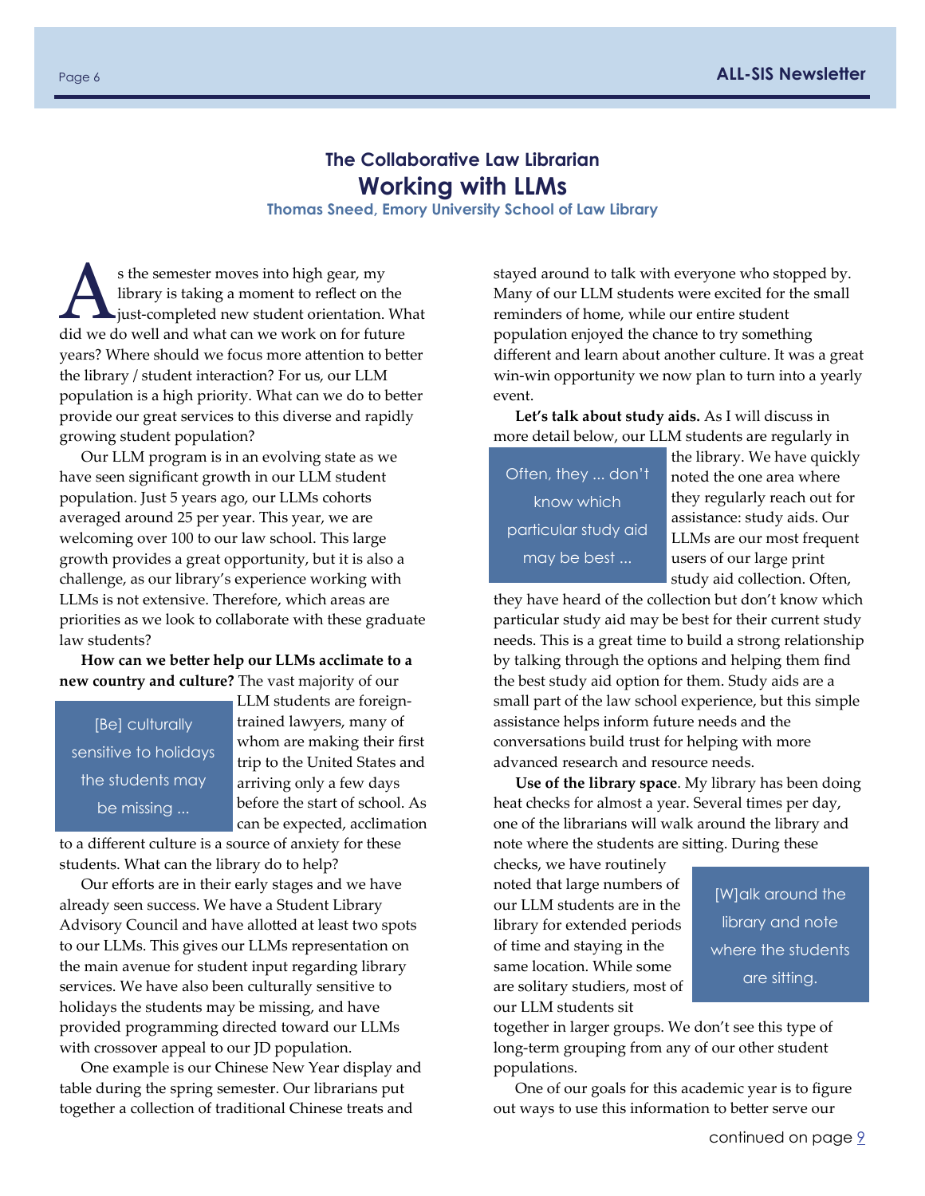### The Collaborative Law Librarian

## Working with LLMs

**Thomas Sneed, Emory University School of Law Library**

As the semester moves into high gear, my library is taking a moment to reflect on the just-completed new student orientation. What did we do well and what can we work on for future years? Where should we focus more attention to better the library / student interaction? For us, our LLM population is a high priority. What can we do to better provide our great services to this diverse and rapidly growing student population?

Our LLM program is in an evolving state as we have seen significant growth in our LLM student population. Just 5 years ago, our LLMs cohorts averaged around 25 per year. This year, we are welcoming over 100 to our law school. This large growth provides a great opportunity, but it is also a challenge, as our library's experience working with LLMs is not extensive. Therefore, which areas are priorities as we look to collaborate with these graduate law students?

**How can we better help our LLMs acclimate to a new country and culture?** The vast majority of our LLM students are foreign-trained lawyers, many of whom are making their first trip to the United States and arriving only a few days before the start of school. As can be expected, acclimation to a different culture is a source of anxiety for these students. What can the library do to help?

> [Be] culturally sensitive to holidays the students may be missing ...

Our efforts are in their early stages and we have already seen success. We have a Student Library Advisory Council and have allotted at least two spots to our LLMs. This gives our LLMs representation on the main avenue for student input regarding library services. We have also been culturally sensitive to holidays the students may be missing, and have provided programming directed toward our LLMs with crossover appeal to our JD population.

One example is our Chinese New Year display and table during the spring semester. Our librarians put together a collection of traditional Chinese treats and stayed around to talk with everyone who stopped by. Many of our LLM students were excited for the small reminders of home, while our entire student population enjoyed the chance to try something different and learn about another culture. It was a great win-win opportunity we now plan to turn into a yearly event.

**Let's talk about study aids.** As I will discuss in more detail below, our LLM students are regularly in the library. We have quickly noted the one area where they regularly reach out for assistance: study aids. Our LLMs are our most frequent users of our large print study aid collection. Often, they have heard of the collection but don't know which particular study aid may be best for their current study needs. This is a great time to build a strong relationship by talking through the options and helping them find the best study aid option for them. Study aids are a small part of the law school experience, but this simple assistance helps inform future needs and the conversations build trust for helping with more advanced research and resource needs.

> Often, they ... don't know which particular study aid may be best ...

**Use of the library space**. My library has been doing heat checks for almost a year. Several times per day, one of the librarians will walk around the library and note where the students are sitting. During these checks, we have routinely noted that large numbers of our LLM students are in the library for extended periods of time and staying in the same location. While some are solitary studiers, most of our LLM students sit together in larger groups. We don't see this type of long-term grouping from any of our other student populations.

> [W]alk around the library and note where the students are sitting.

One of our goals for this academic year is to figure out ways to use this information to better serve our

continued on page 9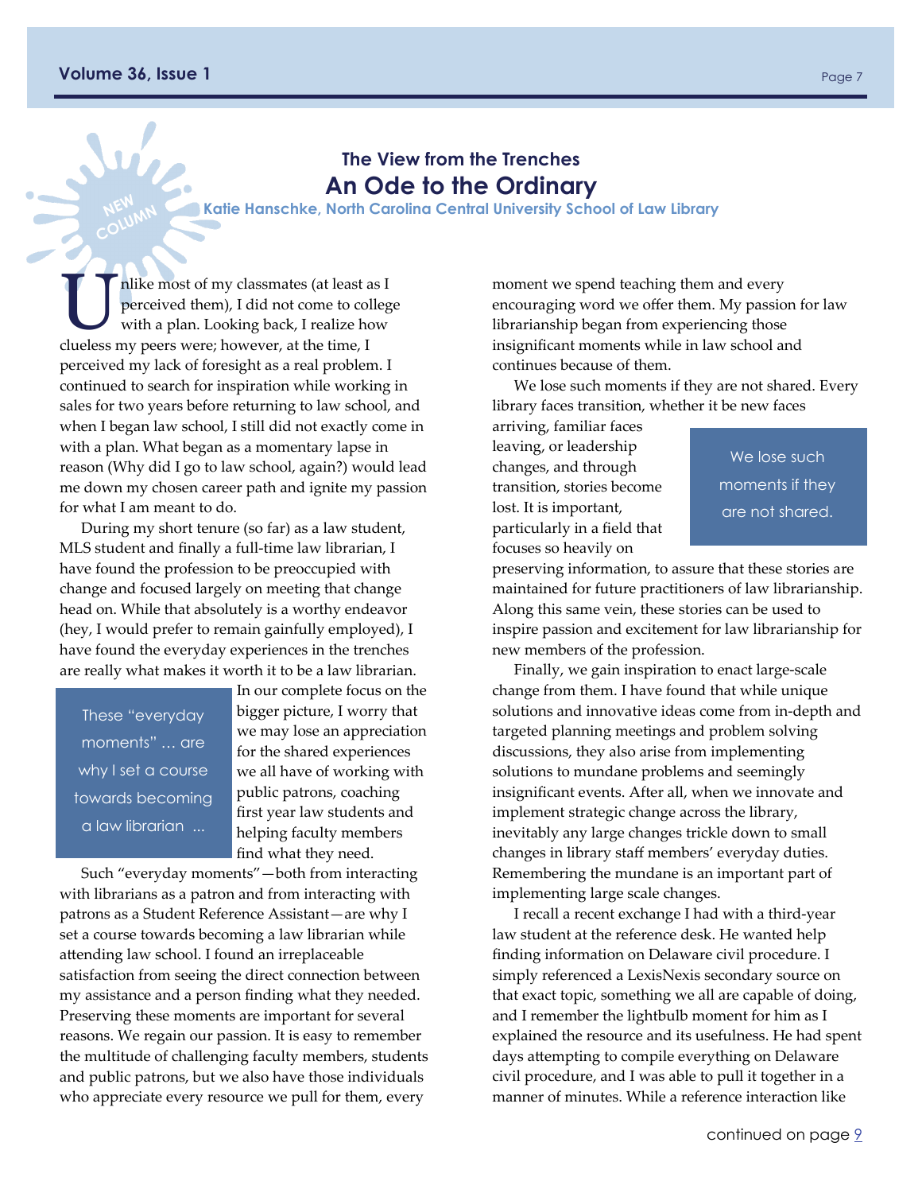NEW COLUMN

### The View from the Trenches

## An Ode to the Ordinary

**Katie Hanschke, North Carolina Central University School of Law Library**

Unlike most of my classmates (at least as I perceived them), I did not come to college with a plan. Looking back, I realize how clueless my peers were; however, at the time, I perceived my lack of foresight as a real problem. I continued to search for inspiration while working in sales for two years before returning to law school, and when I began law school, I still did not exactly come in with a plan. What began as a momentary lapse in reason (Why did I go to law school, again?) would lead me down my chosen career path and ignite my passion for what I am meant to do.

During my short tenure (so far) as a law student, MLS student and finally a full-time law librarian, I have found the profession to be preoccupied with change and focused largely on meeting that change head on. While that absolutely is a worthy endeavor (hey, I would prefer to remain gainfully employed), I have found the everyday experiences in the trenches are really what makes it worth it to be a law librarian. In our complete focus on the bigger picture, I worry that we may lose an appreciation for the shared experiences we all have of working with public patrons, coaching first year law students and helping faculty members find what they need.

> These "everyday moments" … are why I set a course towards becoming a law librarian …

Such "everyday moments"—both from interacting with librarians as a patron and from interacting with patrons as a Student Reference Assistant—are why I set a course towards becoming a law librarian while attending law school. I found an irreplaceable satisfaction from seeing the direct connection between my assistance and a person finding what they needed. Preserving these moments are important for several reasons. We regain our passion. It is easy to remember the multitude of challenging faculty members, students and public patrons, but we also have those individuals who appreciate every resource we pull for them, every moment we spend teaching them and every encouraging word we offer them. My passion for law librarianship began from experiencing those insignificant moments while in law school and continues because of them.

We lose such moments if they are not shared. Every library faces transition, whether it be new faces arriving, familiar faces leaving, or leadership changes, and through transition, stories become lost. It is important, particularly in a field that focuses so heavily on preserving information, to assure that these stories are maintained for future practitioners of law librarianship. Along this same vein, these stories can be used to inspire passion and excitement for law librarianship for new members of the profession.

> We lose such moments if they are not shared.

Finally, we gain inspiration to enact large-scale change from them. I have found that while unique solutions and innovative ideas come from in-depth and targeted planning meetings and problem solving discussions, they also arise from implementing solutions to mundane problems and seemingly insignificant events. After all, when we innovate and implement strategic change across the library, inevitably any large changes trickle down to small changes in library staff members' everyday duties. Remembering the mundane is an important part of implementing large scale changes.

I recall a recent exchange I had with a third-year law student at the reference desk. He wanted help finding information on Delaware civil procedure. I simply referenced a LexisNexis secondary source on that exact topic, something we all are capable of doing, and I remember the lightbulb moment for him as I explained the resource and its usefulness. He had spent days attempting to compile everything on Delaware civil procedure, and I was able to pull it together in a manner of minutes. While a reference interaction like

continued on page 9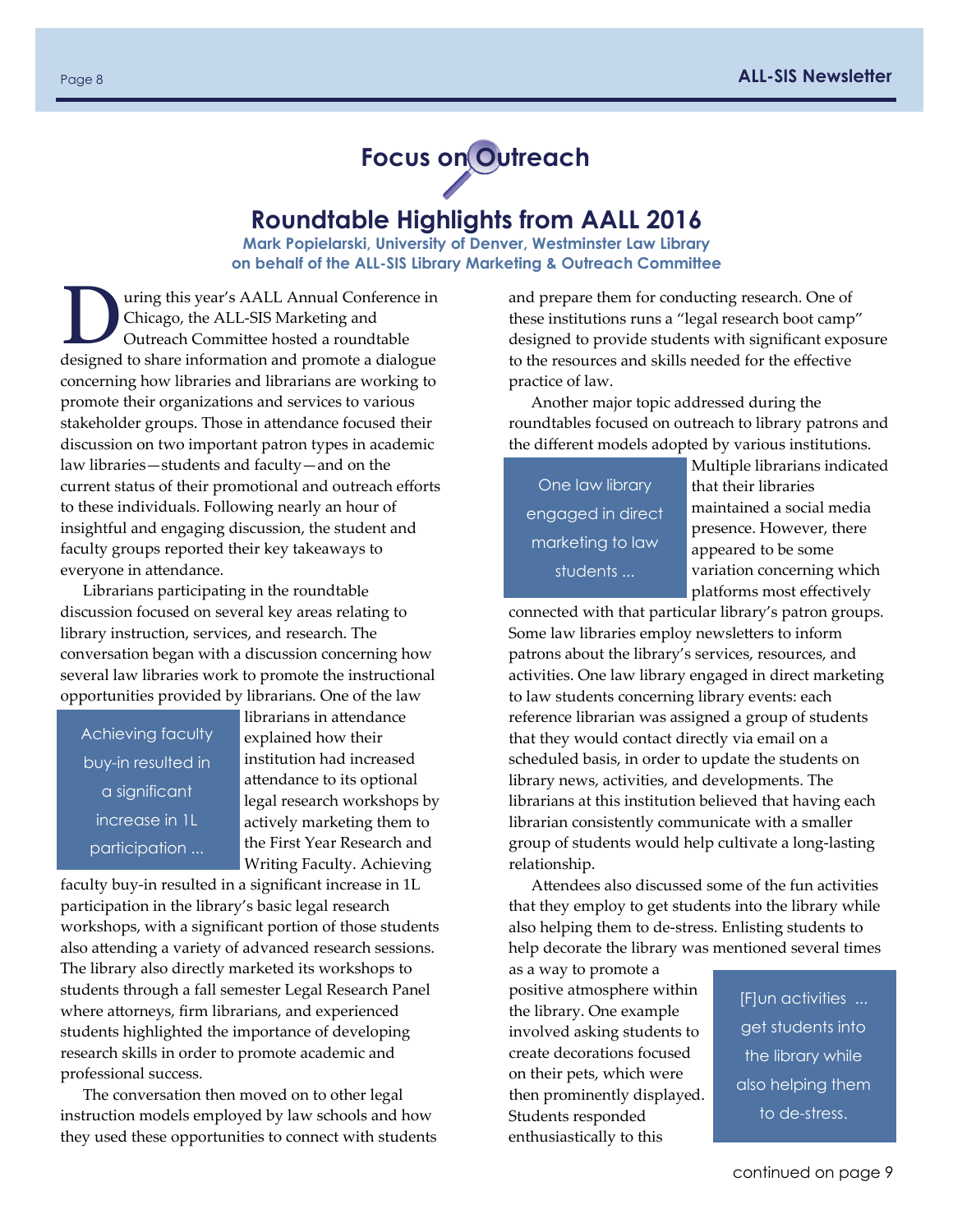## Focus on Outreach

# Roundtable Highlights from AALL 2016

**Mark Popielarski, University of Denver, Westminster Law Library on behalf of the ALL-SIS Library Marketing & Outreach Committee**

During this year's AALL Annual Conference in Chicago, the ALL-SIS Marketing and Outreach Committee hosted a roundtable designed to share information and promote a dialogue concerning how libraries and librarians are working to promote their organizations and services to various stakeholder groups. Those in attendance focused their discussion on two important patron types in academic law libraries—students and faculty—and on the current status of their promotional and outreach efforts to these individuals. Following nearly an hour of insightful and engaging discussion, the student and faculty groups reported their key takeaways to everyone in attendance.

Librarians participating in the roundtable discussion focused on several key areas relating to library instruction, services, and research. The conversation began with a discussion concerning how several law libraries work to promote the instructional opportunities provided by librarians. One of the law librarians in attendance explained how their institution had increased attendance to its optional legal research workshops by actively marketing them to the First Year Research and Writing Faculty. Achieving faculty buy-in resulted in a significant increase in 1L participation in the library's basic legal research workshops, with a significant portion of those students also attending a variety of advanced research sessions. The library also directly marketed its workshops to students through a fall semester Legal Research Panel where attorneys, firm librarians, and experienced students highlighted the importance of developing research skills in order to promote academic and professional success.

> Achieving faculty buy-in resulted in a significant increase in 1L participation ...

The conversation then moved on to other legal instruction models employed by law schools and how they used these opportunities to connect with students and prepare them for conducting research. One of these institutions runs a "legal research boot camp" designed to provide students with significant exposure to the resources and skills needed for the effective practice of law.

Another major topic addressed during the roundtables focused on outreach to library patrons and the different models adopted by various institutions. Multiple librarians indicated that their libraries maintained a social media presence. However, there appeared to be some variation concerning which platforms most effectively connected with that particular library's patron groups. Some law libraries employ newsletters to inform patrons about the library's services, resources, and activities. One law library engaged in direct marketing to law students concerning library events: each reference librarian was assigned a group of students that they would contact directly via email on a scheduled basis, in order to update the students on library news, activities, and developments. The librarians at this institution believed that having each librarian consistently communicate with a smaller group of students would help cultivate a long-lasting relationship.

> One law library engaged in direct marketing to law students ...

Attendees also discussed some of the fun activities that they employ to get students into the library while also helping them to de-stress. Enlisting students to help decorate the library was mentioned several times as a way to promote a positive atmosphere within the library. One example involved asking students to create decorations focused on their pets, which were then prominently displayed. Students responded enthusiastically to this

> [F]un activities ... get students into the library while also helping them to de-stress.

continued on page 9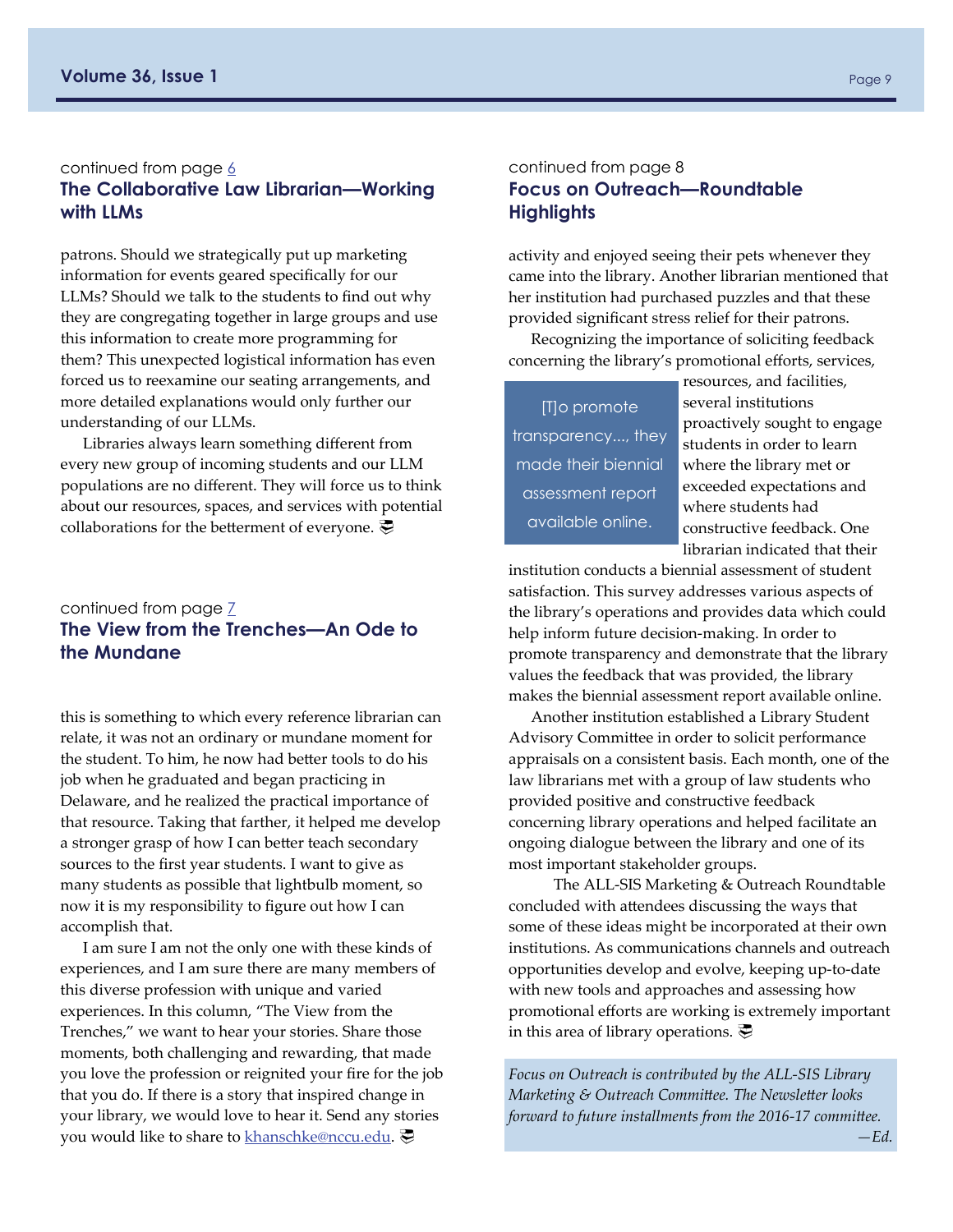continued from page 6

## The Collaborative Law Librarian—Working with LLMs

patrons. Should we strategically put up marketing information for events geared specifically for our LLMs? Should we talk to the students to find out why they are congregating together in large groups and use this information to create more programming for them? This unexpected logistical information has even forced us to reexamine our seating arrangements, and more detailed explanations would only further our understanding of our LLMs.

Libraries always learn something different from every new group of incoming students and our LLM populations are no different. They will force us to think about our resources, spaces, and services with potential collaborations for the betterment of everyone.

continued from page 7

## The View from the Trenches—An Ode to the Mundane

this is something to which every reference librarian can relate, it was not an ordinary or mundane moment for the student. To him, he now had better tools to do his job when he graduated and began practicing in Delaware, and he realized the practical importance of that resource. Taking that farther, it helped me develop a stronger grasp of how I can better teach secondary sources to the first year students. I want to give as many students as possible that lightbulb moment, so now it is my responsibility to figure out how I can accomplish that.

I am sure I am not the only one with these kinds of experiences, and I am sure there are many members of this diverse profession with unique and varied experiences. In this column, "The View from the Trenches," we want to hear your stories. Share those moments, both challenging and rewarding, that made you love the profession or reignited your fire for the job that you do. If there is a story that inspired change in your library, we would love to hear it. Send any stories you would like to share to khanschke@nccu.edu.

continued from page 8

## Focus on Outreach—Roundtable Highlights

activity and enjoyed seeing their pets whenever they came into the library. Another librarian mentioned that her institution had purchased puzzles and that these provided significant stress relief for their patrons.

Recognizing the importance of soliciting feedback concerning the library's promotional efforts, services, resources, and facilities, several institutions proactively sought to engage students in order to learn where the library met or exceeded expectations and where students had constructive feedback. One librarian indicated that their institution conducts a biennial assessment of student satisfaction. This survey addresses various aspects of the library's operations and provides data which could help inform future decision-making. In order to promote transparency and demonstrate that the library values the feedback that was provided, the library makes the biennial assessment report available online.

> [T]o promote transparency..., they made their biennial assessment report available online.

Another institution established a Library Student Advisory Committee in order to solicit performance appraisals on a consistent basis. Each month, one of the law librarians met with a group of law students who provided positive and constructive feedback concerning library operations and helped facilitate an ongoing dialogue between the library and one of its most important stakeholder groups.

The ALL-SIS Marketing & Outreach Roundtable concluded with attendees discussing the ways that some of these ideas might be incorporated at their own institutions. As communications channels and outreach opportunities develop and evolve, keeping up-to-date with new tools and approaches and assessing how promotional efforts are working is extremely important in this area of library operations.

*Focus on Outreach is contributed by the ALL-SIS Library Marketing & Outreach Committee. The Newsletter looks forward to future installments from the 2016-17 committee.* —*Ed.*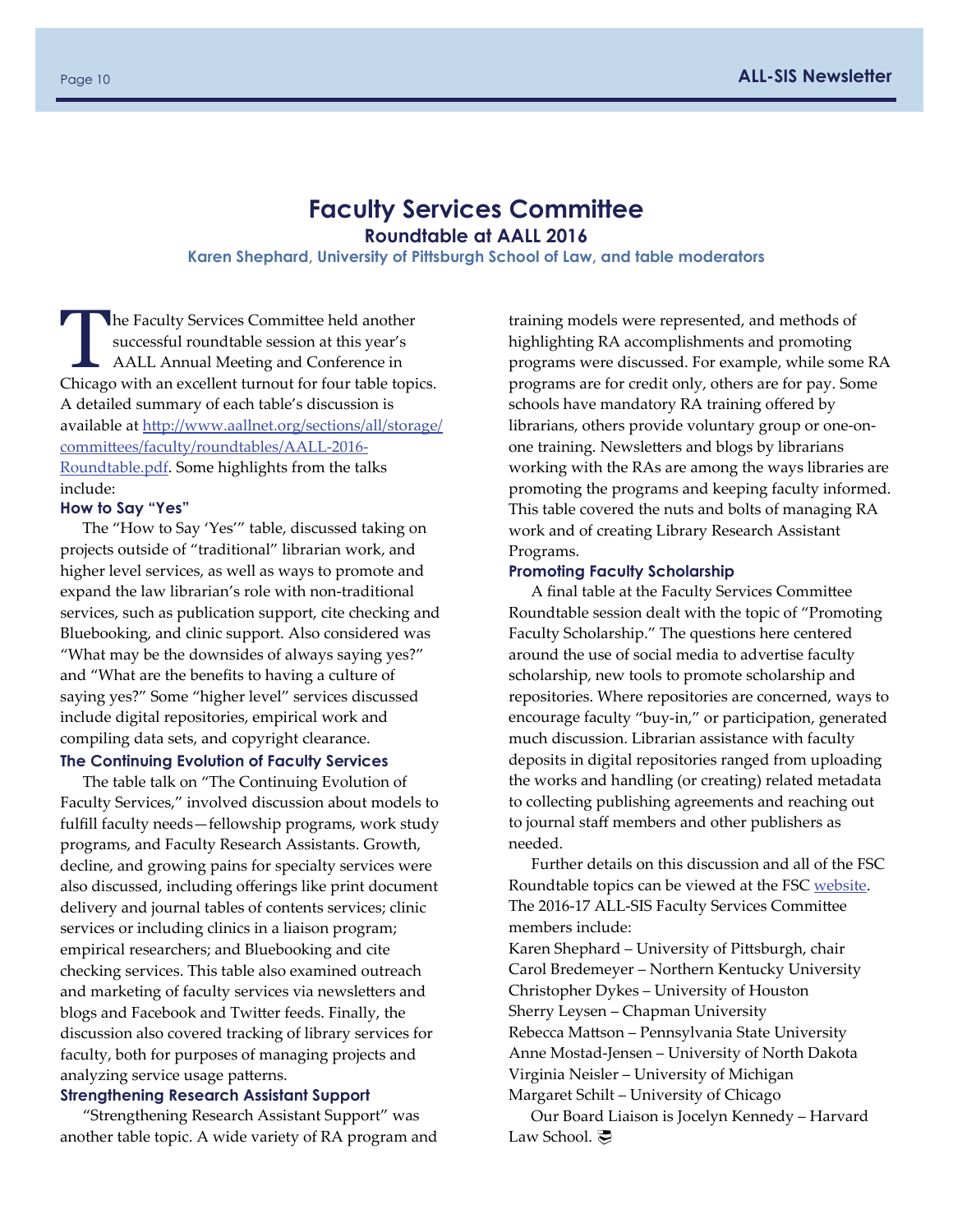# Faculty Services Committee

## Roundtable at AALL 2016

**Karen Shephard, University of Pittsburgh School of Law, and table moderators**

The Faculty Services Committee held another successful roundtable session at this year's AALL Annual Meeting and Conference in Chicago with an excellent turnout for four table topics. A detailed summary of each table's discussion is available at [http://www.aallnet.org/sections/all/storage/committees/faculty/roundtables/AALL-2016-Roundtable.pdf](http://www.aallnet.org/sections/all/storage/committees/faculty/roundtables/AALL-2016-Roundtable.pdf). Some highlights from the talks include:

### How to Say "Yes"

The "How to Say 'Yes'" table, discussed taking on projects outside of "traditional" librarian work, and higher level services, as well as ways to promote and expand the law librarian's role with non-traditional services, such as publication support, cite checking and Bluebooking, and clinic support. Also considered was "What may be the downsides of always saying yes?" and "What are the benefits to having a culture of saying yes?" Some "higher level" services discussed include digital repositories, empirical work and compiling data sets, and copyright clearance.

### The Continuing Evolution of Faculty Services

The table talk on "The Continuing Evolution of Faculty Services," involved discussion about models to fulfill faculty needs—fellowship programs, work study programs, and Faculty Research Assistants. Growth, decline, and growing pains for specialty services were also discussed, including offerings like print document delivery and journal tables of contents services; clinic services or including clinics in a liaison program; empirical researchers; and Bluebooking and cite checking services. This table also examined outreach and marketing of faculty services via newsletters and blogs and Facebook and Twitter feeds. Finally, the discussion also covered tracking of library services for faculty, both for purposes of managing projects and analyzing service usage patterns.

### Strengthening Research Assistant Support

"Strengthening Research Assistant Support" was another table topic. A wide variety of RA program and training models were represented, and methods of highlighting RA accomplishments and promoting programs were discussed. For example, while some RA programs are for credit only, others are for pay. Some schools have mandatory RA training offered by librarians, others provide voluntary group or one-on-one training. Newsletters and blogs by librarians working with the RAs are among the ways libraries are promoting the programs and keeping faculty informed. This table covered the nuts and bolts of managing RA work and of creating Library Research Assistant Programs.

### Promoting Faculty Scholarship

A final table at the Faculty Services Committee Roundtable session dealt with the topic of "Promoting Faculty Scholarship." The questions here centered around the use of social media to advertise faculty scholarship, new tools to promote scholarship and repositories. Where repositories are concerned, ways to encourage faculty "buy-in," or participation, generated much discussion. Librarian assistance with faculty deposits in digital repositories ranged from uploading the works and handling (or creating) related metadata to collecting publishing agreements and reaching out to journal staff members and other publishers as needed.

Further details on this discussion and all of the FSC Roundtable topics can be viewed at the FSC website. The 2016-17 ALL-SIS Faculty Services Committee members include:

Karen Shephard – University of Pittsburgh, chair
Carol Bredemeyer – Northern Kentucky University
Christopher Dykes – University of Houston
Sherry Leysen – Chapman University
Rebecca Mattson – Pennsylvania State University
Anne Mostad-Jensen – University of North Dakota
Virginia Neisler – University of Michigan
Margaret Schilt – University of Chicago

Our Board Liaison is Jocelyn Kennedy – Harvard Law School.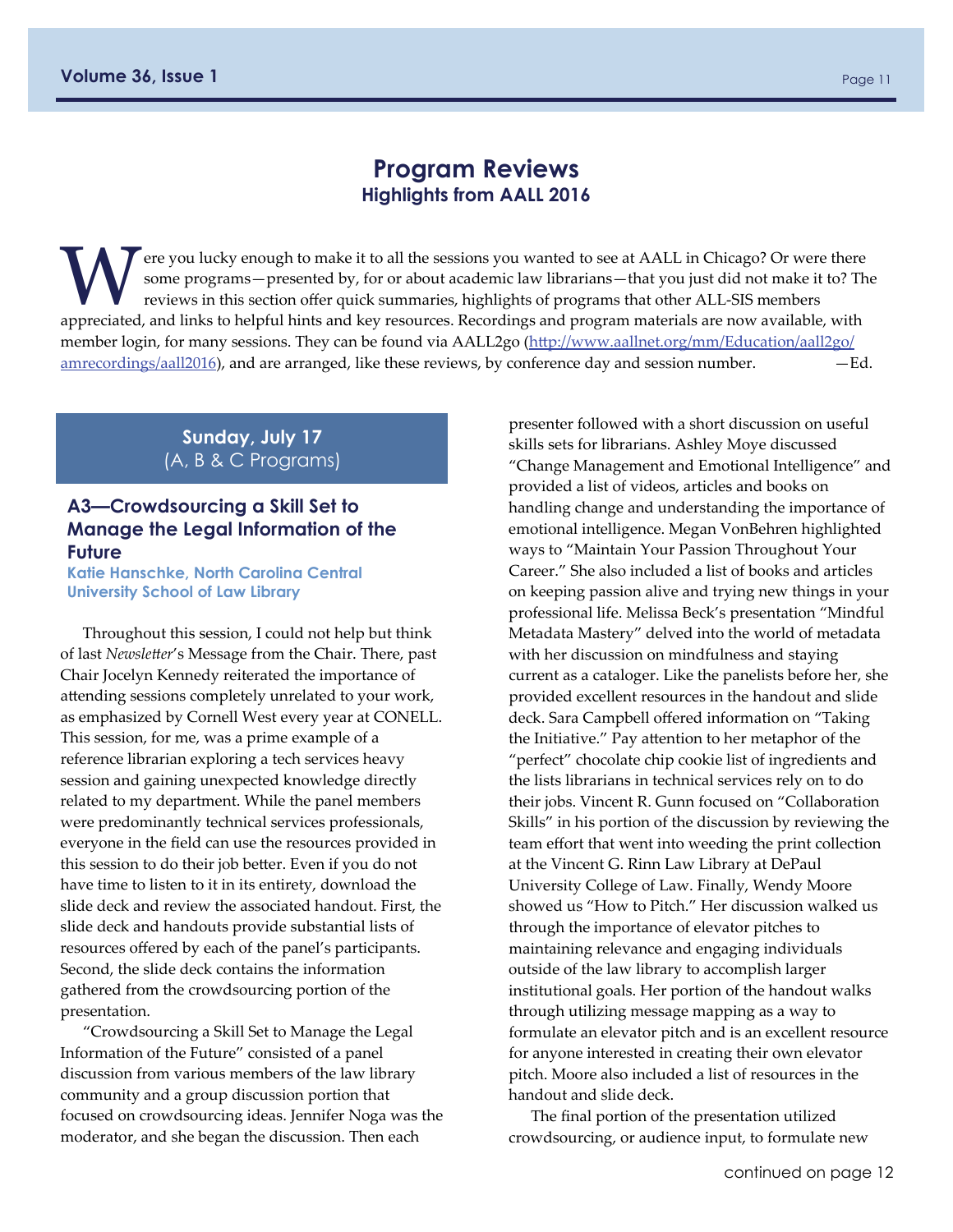# Program Reviews

## Highlights from AALL 2016

Were you lucky enough to make it to all the sessions you wanted to see at AALL in Chicago? Or were there some programs—presented by, for or about academic law librarians—that you just did not make it to? The reviews in this section offer quick summaries, highlights of programs that other ALL-SIS members appreciated, and links to helpful hints and key resources. Recordings and program materials are now available, with member login, for many sessions. They can be found via AALL2go (http://www.aallnet.org/mm/Education/aall2go/amrecordings/aall2016), and are arranged, like these reviews, by conference day and session number. —Ed.

## Sunday, July 17
(A, B & C Programs)

### A3—Crowdsourcing a Skill Set to Manage the Legal Information of the Future

**Katie Hanschke, North Carolina Central University School of Law Library**

Throughout this session, I could not help but think of last *Newsletter*'s Message from the Chair. There, past Chair Jocelyn Kennedy reiterated the importance of attending sessions completely unrelated to your work, as emphasized by Cornell West every year at CONELL. This session, for me, was a prime example of a reference librarian exploring a tech services heavy session and gaining unexpected knowledge directly related to my department. While the panel members were predominantly technical services professionals, everyone in the field can use the resources provided in this session to do their job better. Even if you do not have time to listen to it in its entirety, download the slide deck and review the associated handout. First, the slide deck and handouts provide substantial lists of resources offered by each of the panel's participants. Second, the slide deck contains the information gathered from the crowdsourcing portion of the presentation.

"Crowdsourcing a Skill Set to Manage the Legal Information of the Future" consisted of a panel discussion from various members of the law library community and a group discussion portion that focused on crowdsourcing ideas. Jennifer Noga was the moderator, and she began the discussion. Then each presenter followed with a short discussion on useful skills sets for librarians. Ashley Moye discussed "Change Management and Emotional Intelligence" and provided a list of videos, articles and books on handling change and understanding the importance of emotional intelligence. Megan VonBehren highlighted ways to "Maintain Your Passion Throughout Your Career." She also included a list of books and articles on keeping passion alive and trying new things in your professional life. Melissa Beck's presentation "Mindful Metadata Mastery" delved into the world of metadata with her discussion on mindfulness and staying current as a cataloger. Like the panelists before her, she provided excellent resources in the handout and slide deck. Sara Campbell offered information on "Taking the Initiative." Pay attention to her metaphor of the "perfect" chocolate chip cookie list of ingredients and the lists librarians in technical services rely on to do their jobs. Vincent R. Gunn focused on "Collaboration Skills" in his portion of the discussion by reviewing the team effort that went into weeding the print collection at the Vincent G. Rinn Law Library at DePaul University College of Law. Finally, Wendy Moore showed us "How to Pitch." Her discussion walked us through the importance of elevator pitches to maintaining relevance and engaging individuals outside of the law library to accomplish larger institutional goals. Her portion of the handout walks through utilizing message mapping as a way to formulate an elevator pitch and is an excellent resource for anyone interested in creating their own elevator pitch. Moore also included a list of resources in the handout and slide deck.

The final portion of the presentation utilized crowdsourcing, or audience input, to formulate new

continued on page 12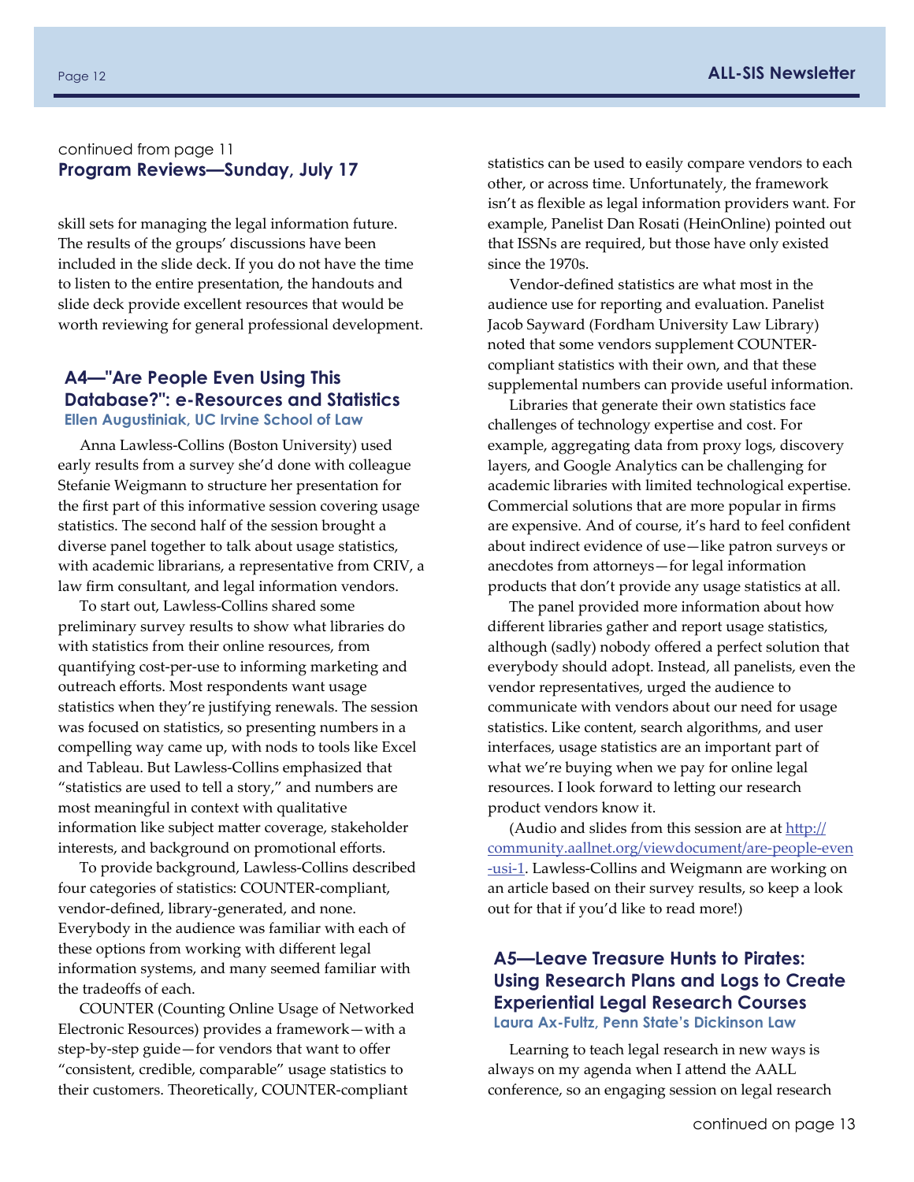continued from page 11

## Program Reviews—Sunday, July 17

skill sets for managing the legal information future. The results of the groups' discussions have been included in the slide deck. If you do not have the time to listen to the entire presentation, the handouts and slide deck provide excellent resources that would be worth reviewing for general professional development.

### A4—"Are People Even Using This Database?": e-Resources and Statistics

**Ellen Augustiniak, UC Irvine School of Law**

Anna Lawless-Collins (Boston University) used early results from a survey she'd done with colleague Stefanie Weigmann to structure her presentation for the first part of this informative session covering usage statistics. The second half of the session brought a diverse panel together to talk about usage statistics, with academic librarians, a representative from CRIV, a law firm consultant, and legal information vendors.

To start out, Lawless-Collins shared some preliminary survey results to show what libraries do with statistics from their online resources, from quantifying cost-per-use to informing marketing and outreach efforts. Most respondents want usage statistics when they're justifying renewals. The session was focused on statistics, so presenting numbers in a compelling way came up, with nods to tools like Excel and Tableau. But Lawless-Collins emphasized that "statistics are used to tell a story," and numbers are most meaningful in context with qualitative information like subject matter coverage, stakeholder interests, and background on promotional efforts.

To provide background, Lawless-Collins described four categories of statistics: COUNTER-compliant, vendor-defined, library-generated, and none. Everybody in the audience was familiar with each of these options from working with different legal information systems, and many seemed familiar with the tradeoffs of each.

COUNTER (Counting Online Usage of Networked Electronic Resources) provides a framework—with a step-by-step guide—for vendors that want to offer "consistent, credible, comparable" usage statistics to their customers. Theoretically, COUNTER-compliant statistics can be used to easily compare vendors to each other, or across time. Unfortunately, the framework isn't as flexible as legal information providers want. For example, Panelist Dan Rosati (HeinOnline) pointed out that ISSNs are required, but those have only existed since the 1970s.

Vendor-defined statistics are what most in the audience use for reporting and evaluation. Panelist Jacob Sayward (Fordham University Law Library) noted that some vendors supplement COUNTER-compliant statistics with their own, and that these supplemental numbers can provide useful information.

Libraries that generate their own statistics face challenges of technology expertise and cost. For example, aggregating data from proxy logs, discovery layers, and Google Analytics can be challenging for academic libraries with limited technological expertise. Commercial solutions that are more popular in firms are expensive. And of course, it's hard to feel confident about indirect evidence of use—like patron surveys or anecdotes from attorneys—for legal information products that don't provide any usage statistics at all.

The panel provided more information about how different libraries gather and report usage statistics, although (sadly) nobody offered a perfect solution that everybody should adopt. Instead, all panelists, even the vendor representatives, urged the audience to communicate with vendors about our need for usage statistics. Like content, search algorithms, and user interfaces, usage statistics are an important part of what we're buying when we pay for online legal resources. I look forward to letting our research product vendors know it.

(Audio and slides from this session are at http://community.aallnet.org/viewdocument/are-people-even-usi-1. Lawless-Collins and Weigmann are working on an article based on their survey results, so keep a look out for that if you'd like to read more!)

### A5—Leave Treasure Hunts to Pirates: Using Research Plans and Logs to Create Experiential Legal Research Courses

**Laura Ax-Fultz, Penn State's Dickinson Law**

Learning to teach legal research in new ways is always on my agenda when I attend the AALL conference, so an engaging session on legal research

continued on page 13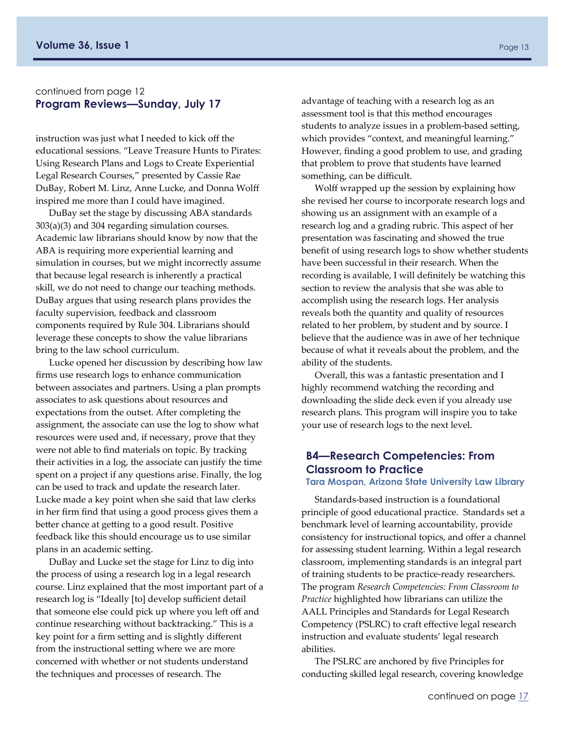continued from page 12

## Program Reviews—Sunday, July 17

instruction was just what I needed to kick off the educational sessions. "Leave Treasure Hunts to Pirates: Using Research Plans and Logs to Create Experiential Legal Research Courses," presented by Cassie Rae DuBay, Robert M. Linz, Anne Lucke, and Donna Wolff inspired me more than I could have imagined.

DuBay set the stage by discussing ABA standards 303(a)(3) and 304 regarding simulation courses. Academic law librarians should know by now that the ABA is requiring more experiential learning and simulation in courses, but we might incorrectly assume that because legal research is inherently a practical skill, we do not need to change our teaching methods. DuBay argues that using research plans provides the faculty supervision, feedback and classroom components required by Rule 304. Librarians should leverage these concepts to show the value librarians bring to the law school curriculum.

Lucke opened her discussion by describing how law firms use research logs to enhance communication between associates and partners. Using a plan prompts associates to ask questions about resources and expectations from the outset. After completing the assignment, the associate can use the log to show what resources were used and, if necessary, prove that they were not able to find materials on topic. By tracking their activities in a log, the associate can justify the time spent on a project if any questions arise. Finally, the log can be used to track and update the research later. Lucke made a key point when she said that law clerks in her firm find that using a good process gives them a better chance at getting to a good result. Positive feedback like this should encourage us to use similar plans in an academic setting.

DuBay and Lucke set the stage for Linz to dig into the process of using a research log in a legal research course. Linz explained that the most important part of a research log is "Ideally [to] develop sufficient detail that someone else could pick up where you left off and continue researching without backtracking." This is a key point for a firm setting and is slightly different from the instructional setting where we are more concerned with whether or not students understand the techniques and processes of research. The advantage of teaching with a research log as an assessment tool is that this method encourages students to analyze issues in a problem-based setting, which provides "context, and meaningful learning." However, finding a good problem to use, and grading that problem to prove that students have learned something, can be difficult.

Wolff wrapped up the session by explaining how she revised her course to incorporate research logs and showing us an assignment with an example of a research log and a grading rubric. This aspect of her presentation was fascinating and showed the true benefit of using research logs to show whether students have been successful in their research. When the recording is available, I will definitely be watching this section to review the analysis that she was able to accomplish using the research logs. Her analysis reveals both the quantity and quality of resources related to her problem, by student and by source. I believe that the audience was in awe of her technique because of what it reveals about the problem, and the ability of the students.

Overall, this was a fantastic presentation and I highly recommend watching the recording and downloading the slide deck even if you already use research plans. This program will inspire you to take your use of research logs to the next level.

### B4—Research Competencies: From Classroom to Practice

**Tara Mospan, Arizona State University Law Library**

Standards-based instruction is a foundational principle of good educational practice. Standards set a benchmark level of learning accountability, provide consistency for instructional topics, and offer a channel for assessing student learning. Within a legal research classroom, implementing standards is an integral part of training students to be practice-ready researchers. The program *Research Competencies: From Classroom to Practice* highlighted how librarians can utilize the AALL Principles and Standards for Legal Research Competency (PSLRC) to craft effective legal research instruction and evaluate students' legal research abilities.

The PSLRC are anchored by five Principles for conducting skilled legal research, covering knowledge

continued on page 17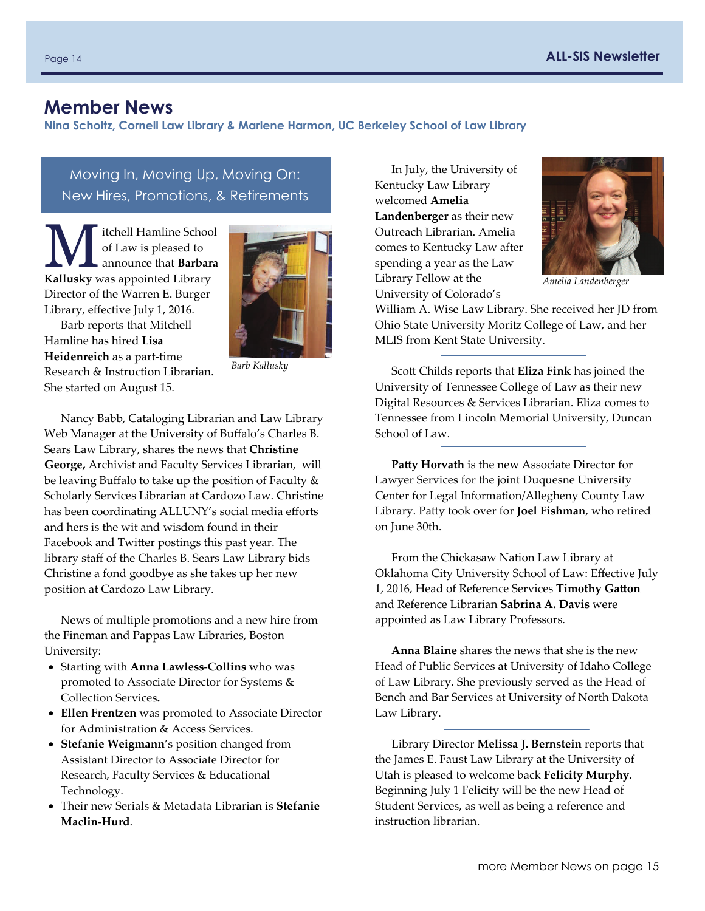# Member News

**Nina Scholtz, Cornell Law Library & Marlene Harmon, UC Berkeley School of Law Library**

## Moving In, Moving Up, Moving On: New Hires, Promotions, & Retirements

Mitchell Hamline School of Law is pleased to announce that **Barbara Kallusky** was appointed Library Director of the Warren E. Burger Library, effective July 1, 2016.

Barb reports that Mitchell Hamline has hired **Lisa Heidenreich** as a part-time Research & Instruction Librarian. She started on August 15.

*Barb Kallusky*

---

Nancy Babb, Cataloging Librarian and Law Library Web Manager at the University of Buffalo's Charles B. Sears Law Library, shares the news that **Christine George,** Archivist and Faculty Services Librarian, will be leaving Buffalo to take up the position of Faculty & Scholarly Services Librarian at Cardozo Law. Christine has been coordinating ALLUNY's social media efforts and hers is the wit and wisdom found in their Facebook and Twitter postings this past year. The library staff of the Charles B. Sears Law Library bids Christine a fond goodbye as she takes up her new position at Cardozo Law Library.

---

News of multiple promotions and a new hire from the Fineman and Pappas Law Libraries, Boston University:

- Starting with **Anna Lawless-Collins** who was promoted to Associate Director for Systems & Collection Services**.**
- **Ellen Frentzen** was promoted to Associate Director for Administration & Access Services.
- **Stefanie Weigmann**'s position changed from Assistant Director to Associate Director for Research, Faculty Services & Educational Technology.
- Their new Serials & Metadata Librarian is **Stefanie Maclin-Hurd**.

---

In July, the University of Kentucky Law Library welcomed **Amelia Landenberger** as their new Outreach Librarian. Amelia comes to Kentucky Law after spending a year as the Law Library Fellow at the University of Colorado's William A. Wise Law Library. She received her JD from Ohio State University Moritz College of Law, and her MLIS from Kent State University.

*Amelia Landenberger*

---

Scott Childs reports that **Eliza Fink** has joined the University of Tennessee College of Law as their new Digital Resources & Services Librarian. Eliza comes to Tennessee from Lincoln Memorial University, Duncan School of Law.

---

**Patty Horvath** is the new Associate Director for Lawyer Services for the joint Duquesne University Center for Legal Information/Allegheny County Law Library. Patty took over for **Joel Fishman**, who retired on June 30th.

---

From the Chickasaw Nation Law Library at Oklahoma City University School of Law: Effective July 1, 2016, Head of Reference Services **Timothy Gatton** and Reference Librarian **Sabrina A. Davis** were appointed as Law Library Professors.

---

**Anna Blaine** shares the news that she is the new Head of Public Services at University of Idaho College of Law Library. She previously served as the Head of Bench and Bar Services at University of North Dakota Law Library.

---

Library Director **Melissa J. Bernstein** reports that the James E. Faust Law Library at the University of Utah is pleased to welcome back **Felicity Murphy**. Beginning July 1 Felicity will be the new Head of Student Services, as well as being a reference and instruction librarian.

more Member News on page 15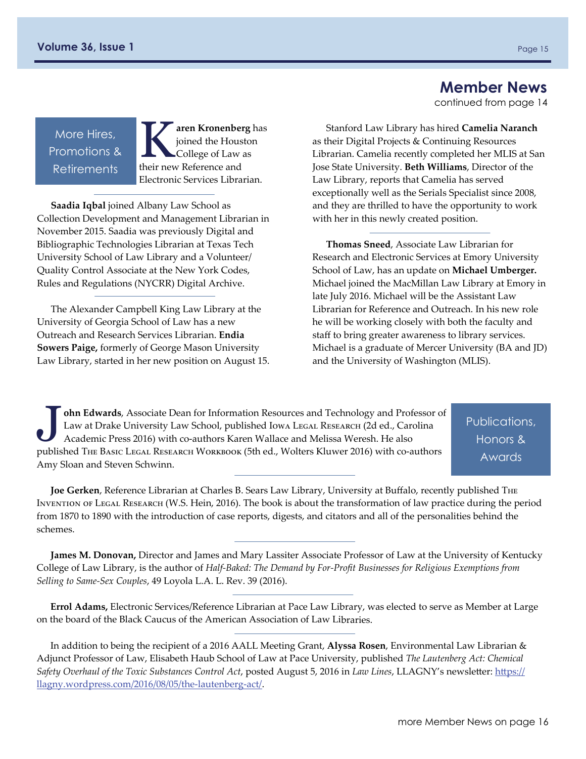# Member News

continued from page 14

## More Hires, Promotions & Retirements

**Karen Kronenberg** has joined the Houston College of Law as their new Reference and Electronic Services Librarian.

**Saadia Iqbal** joined Albany Law School as Collection Development and Management Librarian in November 2015. Saadia was previously Digital and Bibliographic Technologies Librarian at Texas Tech University School of Law Library and a Volunteer/ Quality Control Associate at the New York Codes, Rules and Regulations (NYCRR) Digital Archive.

The Alexander Campbell King Law Library at the University of Georgia School of Law has a new Outreach and Research Services Librarian. **Endia Sowers Paige,** formerly of George Mason University Law Library, started in her new position on August 15.

Stanford Law Library has hired **Camelia Naranch** as their Digital Projects & Continuing Resources Librarian. Camelia recently completed her MLIS at San Jose State University. **Beth Williams**, Director of the Law Library, reports that Camelia has served exceptionally well as the Serials Specialist since 2008, and they are thrilled to have the opportunity to work with her in this newly created position.

**Thomas Sneed**, Associate Law Librarian for Research and Electronic Services at Emory University School of Law, has an update on **Michael Umberger.** Michael joined the MacMillan Law Library at Emory in late July 2016. Michael will be the Assistant Law Librarian for Reference and Outreach. In his new role he will be working closely with both the faculty and staff to bring greater awareness to library services. Michael is a graduate of Mercer University (BA and JD) and the University of Washington (MLIS).

## Publications, Honors & Awards

**John Edwards**, Associate Dean for Information Resources and Technology and Professor of Law at Drake University Law School, published Iowa Legal Research (2d ed., Carolina Academic Press 2016) with co-authors Karen Wallace and Melissa Weresh. He also published The Basic Legal Research Workbook (5th ed., Wolters Kluwer 2016) with co-authors Amy Sloan and Steven Schwinn.

**Joe Gerken**, Reference Librarian at Charles B. Sears Law Library, University at Buffalo, recently published The Invention of Legal Research (W.S. Hein, 2016). The book is about the transformation of law practice during the period from 1870 to 1890 with the introduction of case reports, digests, and citators and all of the personalities behind the schemes.

**James M. Donovan,** Director and James and Mary Lassiter Associate Professor of Law at the University of Kentucky College of Law Library, is the author of *Half-Baked: The Demand by For-Profit Businesses for Religious Exemptions from Selling to Same-Sex Couples*, 49 Loyola L.A. L. Rev. 39 (2016).

**Errol Adams,** Electronic Services/Reference Librarian at Pace Law Library, was elected to serve as Member at Large on the board of the Black Caucus of the American Association of Law Libraries.

In addition to being the recipient of a 2016 AALL Meeting Grant, **Alyssa Rosen**, Environmental Law Librarian & Adjunct Professor of Law, Elisabeth Haub School of Law at Pace University, published *The Lautenberg Act: Chemical Safety Overhaul of the Toxic Substances Control Act*, posted August 5, 2016 in *Law Lines*, LLAGNY's newsletter: [https://llagny.wordpress.com/2016/08/05/the-lautenberg-act/](https://llagny.wordpress.com/2016/08/05/the-lautenberg-act/).

more Member News on page 16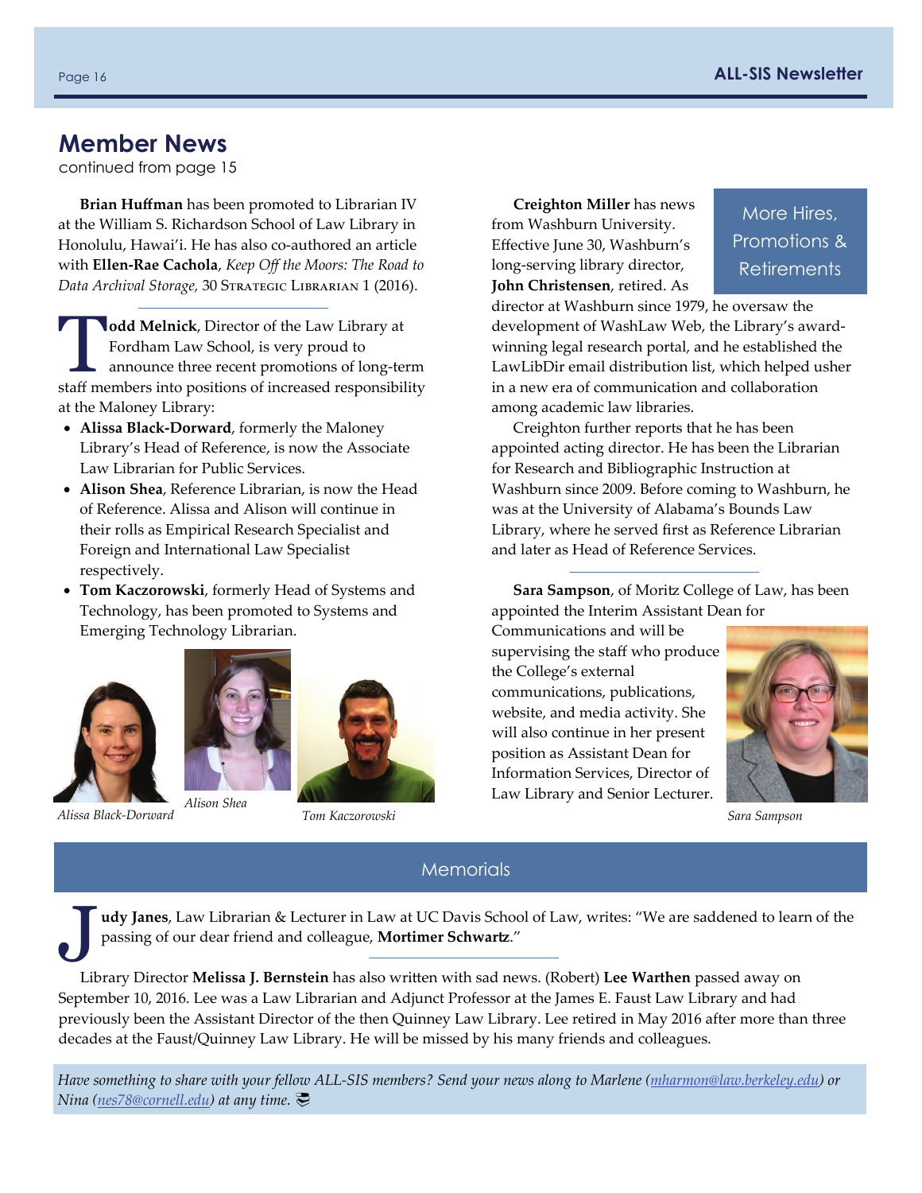## Member News

continued from page 15

**Brian Huffman** has been promoted to Librarian IV at the William S. Richardson School of Law Library in Honolulu, Hawai'i. He has also co-authored an article with **Ellen-Rae Cachola**, *Keep Off the Moors: The Road to Data Archival Storage*, 30 Strategic Librarian 1 (2016).

---

**Todd Melnick**, Director of the Law Library at Fordham Law School, is very proud to announce three recent promotions of long-term staff members into positions of increased responsibility at the Maloney Library:

- **Alissa Black-Dorward**, formerly the Maloney Library's Head of Reference, is now the Associate Law Librarian for Public Services.
- **Alison Shea**, Reference Librarian, is now the Head of Reference. Alissa and Alison will continue in their rolls as Empirical Research Specialist and Foreign and International Law Specialist respectively.
- **Tom Kaczorowski**, formerly Head of Systems and Technology, has been promoted to Systems and Emerging Technology Librarian.

*Alissa Black-Dorward*

*Alison Shea*

*Tom Kaczorowski*

### More Hires, Promotions & Retirements

**Creighton Miller** has news from Washburn University. Effective June 30, Washburn's long-serving library director, **John Christensen**, retired. As director at Washburn since 1979, he oversaw the development of WashLaw Web, the Library's award-winning legal research portal, and he established the LawLibDir email distribution list, which helped usher in a new era of communication and collaboration among academic law libraries.

Creighton further reports that he has been appointed acting director. He has been the Librarian for Research and Bibliographic Instruction at Washburn since 2009. Before coming to Washburn, he was at the University of Alabama's Bounds Law Library, where he served first as Reference Librarian and later as Head of Reference Services.

---

**Sara Sampson**, of Moritz College of Law, has been appointed the Interim Assistant Dean for Communications and will be supervising the staff who produce the College's external communications, publications, website, and media activity. She will also continue in her present position as Assistant Dean for Information Services, Director of Law Library and Senior Lecturer.

*Sara Sampson*

### Memorials

**Judy Janes**, Law Librarian & Lecturer in Law at UC Davis School of Law, writes: "We are saddened to learn of the passing of our dear friend and colleague, **Mortimer Schwartz**."

---

Library Director **Melissa J. Bernstein** has also written with sad news. (Robert) **Lee Warthen** passed away on September 10, 2016. Lee was a Law Librarian and Adjunct Professor at the James E. Faust Law Library and had previously been the Assistant Director of the then Quinney Law Library. Lee retired in May 2016 after more than three decades at the Faust/Quinney Law Library. He will be missed by his many friends and colleagues.

*Have something to share with your fellow ALL-SIS members? Send your news along to Marlene (mharmon@law.berkeley.edu) or Nina (nes78@cornell.edu) at any time.*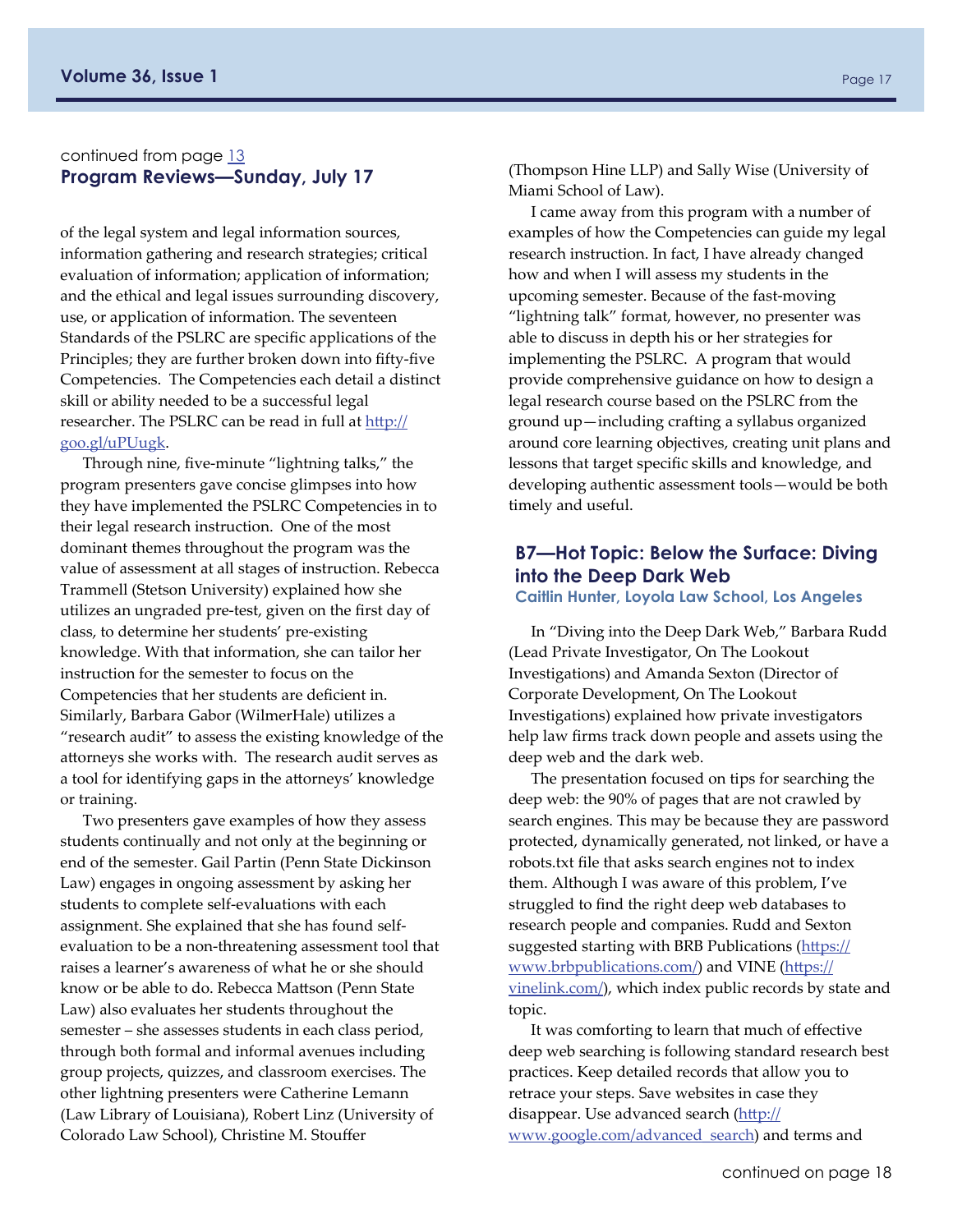continued from page 13

## Program Reviews—Sunday, July 17

of the legal system and legal information sources, information gathering and research strategies; critical evaluation of information; application of information; and the ethical and legal issues surrounding discovery, use, or application of information. The seventeen Standards of the PSLRC are specific applications of the Principles; they are further broken down into fifty-five Competencies. The Competencies each detail a distinct skill or ability needed to be a successful legal researcher. The PSLRC can be read in full at http://goo.gl/uPUugk.

Through nine, five-minute "lightning talks," the program presenters gave concise glimpses into how they have implemented the PSLRC Competencies in to their legal research instruction. One of the most dominant themes throughout the program was the value of assessment at all stages of instruction. Rebecca Trammell (Stetson University) explained how she utilizes an ungraded pre-test, given on the first day of class, to determine her students' pre-existing knowledge. With that information, she can tailor her instruction for the semester to focus on the Competencies that her students are deficient in. Similarly, Barbara Gabor (WilmerHale) utilizes a "research audit" to assess the existing knowledge of the attorneys she works with. The research audit serves as a tool for identifying gaps in the attorneys' knowledge or training.

Two presenters gave examples of how they assess students continually and not only at the beginning or end of the semester. Gail Partin (Penn State Dickinson Law) engages in ongoing assessment by asking her students to complete self-evaluations with each assignment. She explained that she has found self-evaluation to be a non-threatening assessment tool that raises a learner's awareness of what he or she should know or be able to do. Rebecca Mattson (Penn State Law) also evaluates her students throughout the semester – she assesses students in each class period, through both formal and informal avenues including group projects, quizzes, and classroom exercises. The other lightning presenters were Catherine Lemann (Law Library of Louisiana), Robert Linz (University of Colorado Law School), Christine M. Stouffer (Thompson Hine LLP) and Sally Wise (University of Miami School of Law).

I came away from this program with a number of examples of how the Competencies can guide my legal research instruction. In fact, I have already changed how and when I will assess my students in the upcoming semester. Because of the fast-moving "lightning talk" format, however, no presenter was able to discuss in depth his or her strategies for implementing the PSLRC. A program that would provide comprehensive guidance on how to design a legal research course based on the PSLRC from the ground up—including crafting a syllabus organized around core learning objectives, creating unit plans and lessons that target specific skills and knowledge, and developing authentic assessment tools—would be both timely and useful.

### B7—Hot Topic: Below the Surface: Diving into the Deep Dark Web

**Caitlin Hunter, Loyola Law School, Los Angeles**

In "Diving into the Deep Dark Web," Barbara Rudd (Lead Private Investigator, On The Lookout Investigations) and Amanda Sexton (Director of Corporate Development, On The Lookout Investigations) explained how private investigators help law firms track down people and assets using the deep web and the dark web.

The presentation focused on tips for searching the deep web: the 90% of pages that are not crawled by search engines. This may be because they are password protected, dynamically generated, not linked, or have a robots.txt file that asks search engines not to index them. Although I was aware of this problem, I've struggled to find the right deep web databases to research people and companies. Rudd and Sexton suggested starting with BRB Publications (https://www.brbpublications.com/) and VINE (https://vinelink.com/), which index public records by state and topic.

It was comforting to learn that much of effective deep web searching is following standard research best practices. Keep detailed records that allow you to retrace your steps. Save websites in case they disappear. Use advanced search (http://www.google.com/advanced_search) and terms and

continued on page 18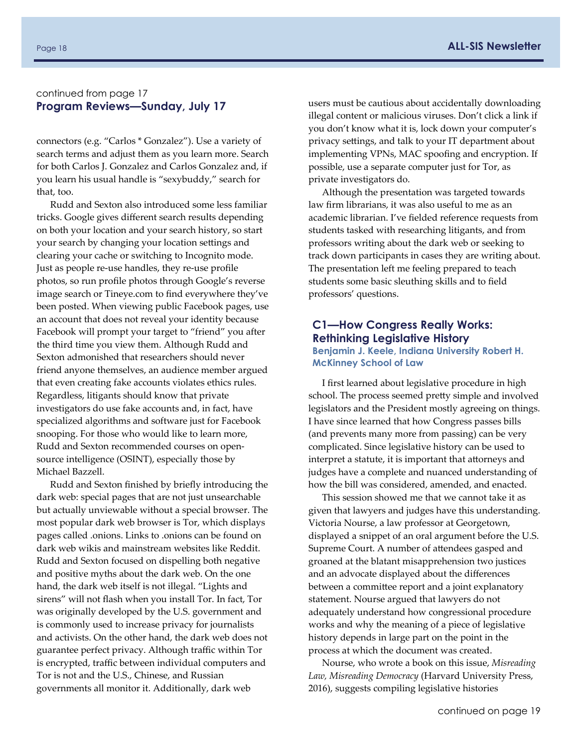continued from page 17

## Program Reviews—Sunday, July 17

connectors (e.g. "Carlos * Gonzalez"). Use a variety of search terms and adjust them as you learn more. Search for both Carlos J. Gonzalez and Carlos Gonzalez and, if you learn his usual handle is "sexybuddy," search for that, too.

Rudd and Sexton also introduced some less familiar tricks. Google gives different search results depending on both your location and your search history, so start your search by changing your location settings and clearing your cache or switching to Incognito mode. Just as people re-use handles, they re-use profile photos, so run profile photos through Google's reverse image search or Tineye.com to find everywhere they've been posted. When viewing public Facebook pages, use an account that does not reveal your identity because Facebook will prompt your target to "friend" you after the third time you view them. Although Rudd and Sexton admonished that researchers should never friend anyone themselves, an audience member argued that even creating fake accounts violates ethics rules. Regardless, litigants should know that private investigators do use fake accounts and, in fact, have specialized algorithms and software just for Facebook snooping. For those who would like to learn more, Rudd and Sexton recommended courses on open-source intelligence (OSINT), especially those by Michael Bazzell.

Rudd and Sexton finished by briefly introducing the dark web: special pages that are not just unsearchable but actually unviewable without a special browser. The most popular dark web browser is Tor, which displays pages called .onions. Links to .onions can be found on dark web wikis and mainstream websites like Reddit. Rudd and Sexton focused on dispelling both negative and positive myths about the dark web. On the one hand, the dark web itself is not illegal. "Lights and sirens" will not flash when you install Tor. In fact, Tor was originally developed by the U.S. government and is commonly used to increase privacy for journalists and activists. On the other hand, the dark web does not guarantee perfect privacy. Although traffic within Tor is encrypted, traffic between individual computers and Tor is not and the U.S., Chinese, and Russian governments all monitor it. Additionally, dark web users must be cautious about accidentally downloading illegal content or malicious viruses. Don't click a link if you don't know what it is, lock down your computer's privacy settings, and talk to your IT department about implementing VPNs, MAC spoofing and encryption. If possible, use a separate computer just for Tor, as private investigators do.

Although the presentation was targeted towards law firm librarians, it was also useful to me as an academic librarian. I've fielded reference requests from students tasked with researching litigants, and from professors writing about the dark web or seeking to track down participants in cases they are writing about. The presentation left me feeling prepared to teach students some basic sleuthing skills and to field professors' questions.

### C1—How Congress Really Works: Rethinking Legislative History

**Benjamin J. Keele, Indiana University Robert H. McKinney School of Law**

I first learned about legislative procedure in high school. The process seemed pretty simple and involved legislators and the President mostly agreeing on things. I have since learned that how Congress passes bills (and prevents many more from passing) can be very complicated. Since legislative history can be used to interpret a statute, it is important that attorneys and judges have a complete and nuanced understanding of how the bill was considered, amended, and enacted.

This session showed me that we cannot take it as given that lawyers and judges have this understanding. Victoria Nourse, a law professor at Georgetown, displayed a snippet of an oral argument before the U.S. Supreme Court. A number of attendees gasped and groaned at the blatant misapprehension two justices and an advocate displayed about the differences between a committee report and a joint explanatory statement. Nourse argued that lawyers do not adequately understand how congressional procedure works and why the meaning of a piece of legislative history depends in large part on the point in the process at which the document was created.

Nourse, who wrote a book on this issue, *Misreading Law, Misreading Democracy* (Harvard University Press, 2016), suggests compiling legislative histories

continued on page 19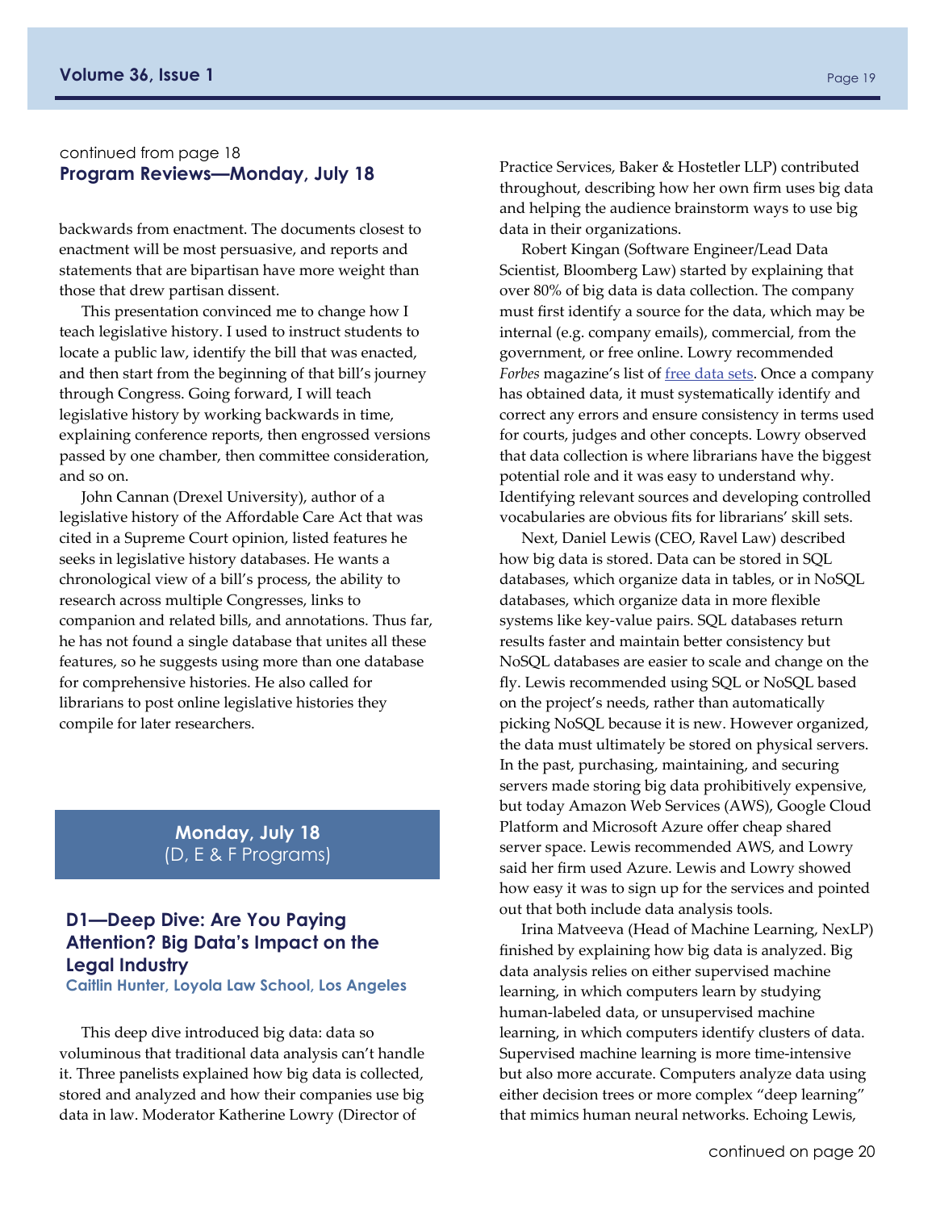continued from page 18

## Program Reviews—Monday, July 18

backwards from enactment. The documents closest to enactment will be most persuasive, and reports and statements that are bipartisan have more weight than those that drew partisan dissent.

This presentation convinced me to change how I teach legislative history. I used to instruct students to locate a public law, identify the bill that was enacted, and then start from the beginning of that bill's journey through Congress. Going forward, I will teach legislative history by working backwards in time, explaining conference reports, then engrossed versions passed by one chamber, then committee consideration, and so on.

John Cannan (Drexel University), author of a legislative history of the Affordable Care Act that was cited in a Supreme Court opinion, listed features he seeks in legislative history databases. He wants a chronological view of a bill's process, the ability to research across multiple Congresses, links to companion and related bills, and annotations. Thus far, he has not found a single database that unites all these features, so he suggests using more than one database for comprehensive histories. He also called for librarians to post online legislative histories they compile for later researchers.

## Monday, July 18
(D, E & F Programs)

### D1—Deep Dive: Are You Paying Attention? Big Data's Impact on the Legal Industry

**Caitlin Hunter, Loyola Law School, Los Angeles**

This deep dive introduced big data: data so voluminous that traditional data analysis can't handle it. Three panelists explained how big data is collected, stored and analyzed and how their companies use big data in law. Moderator Katherine Lowry (Director of Practice Services, Baker & Hostetler LLP) contributed throughout, describing how her own firm uses big data and helping the audience brainstorm ways to use big data in their organizations.

Robert Kingan (Software Engineer/Lead Data Scientist, Bloomberg Law) started by explaining that over 80% of big data is data collection. The company must first identify a source for the data, which may be internal (e.g. company emails), commercial, from the government, or free online. Lowry recommended *Forbes* magazine's list of free data sets. Once a company has obtained data, it must systematically identify and correct any errors and ensure consistency in terms used for courts, judges and other concepts. Lowry observed that data collection is where librarians have the biggest potential role and it was easy to understand why. Identifying relevant sources and developing controlled vocabularies are obvious fits for librarians' skill sets.

Next, Daniel Lewis (CEO, Ravel Law) described how big data is stored. Data can be stored in SQL databases, which organize data in tables, or in NoSQL databases, which organize data in more flexible systems like key-value pairs. SQL databases return results faster and maintain better consistency but NoSQL databases are easier to scale and change on the fly. Lewis recommended using SQL or NoSQL based on the project's needs, rather than automatically picking NoSQL because it is new. However organized, the data must ultimately be stored on physical servers. In the past, purchasing, maintaining, and securing servers made storing big data prohibitively expensive, but today Amazon Web Services (AWS), Google Cloud Platform and Microsoft Azure offer cheap shared server space. Lewis recommended AWS, and Lowry said her firm used Azure. Lewis and Lowry showed how easy it was to sign up for the services and pointed out that both include data analysis tools.

Irina Matveeva (Head of Machine Learning, NexLP) finished by explaining how big data is analyzed. Big data analysis relies on either supervised machine learning, in which computers learn by studying human-labeled data, or unsupervised machine learning, in which computers identify clusters of data. Supervised machine learning is more time-intensive but also more accurate. Computers analyze data using either decision trees or more complex "deep learning" that mimics human neural networks. Echoing Lewis,

continued on page 20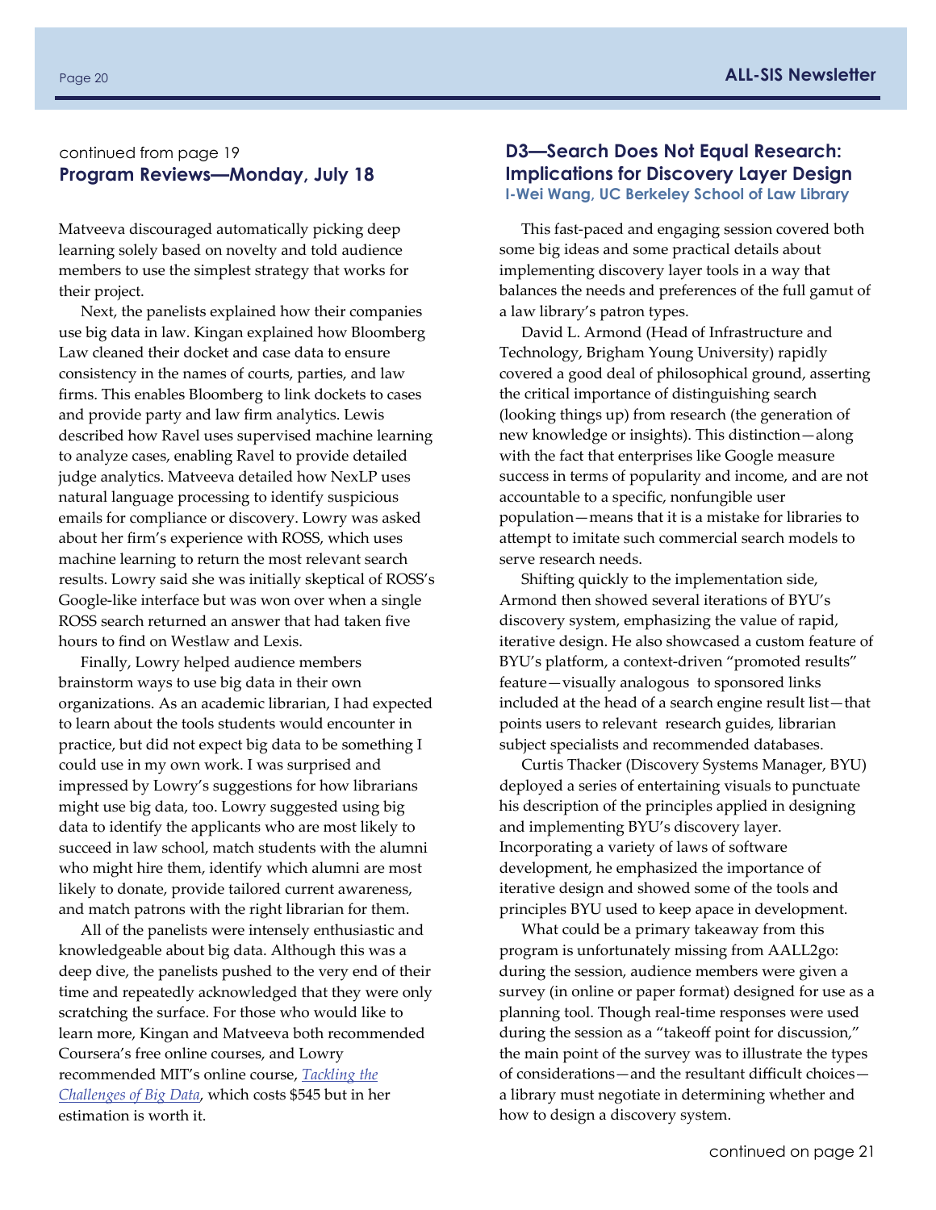continued from page 19

## Program Reviews—Monday, July 18

Matveeva discouraged automatically picking deep learning solely based on novelty and told audience members to use the simplest strategy that works for their project.

Next, the panelists explained how their companies use big data in law. Kingan explained how Bloomberg Law cleaned their docket and case data to ensure consistency in the names of courts, parties, and law firms. This enables Bloomberg to link dockets to cases and provide party and law firm analytics. Lewis described how Ravel uses supervised machine learning to analyze cases, enabling Ravel to provide detailed judge analytics. Matveeva detailed how NexLP uses natural language processing to identify suspicious emails for compliance or discovery. Lowry was asked about her firm's experience with ROSS, which uses machine learning to return the most relevant search results. Lowry said she was initially skeptical of ROSS's Google-like interface but was won over when a single ROSS search returned an answer that had taken five hours to find on Westlaw and Lexis.

Finally, Lowry helped audience members brainstorm ways to use big data in their own organizations. As an academic librarian, I had expected to learn about the tools students would encounter in practice, but did not expect big data to be something I could use in my own work. I was surprised and impressed by Lowry's suggestions for how librarians might use big data, too. Lowry suggested using big data to identify the applicants who are most likely to succeed in law school, match students with the alumni who might hire them, identify which alumni are most likely to donate, provide tailored current awareness, and match patrons with the right librarian for them.

All of the panelists were intensely enthusiastic and knowledgeable about big data. Although this was a deep dive, the panelists pushed to the very end of their time and repeatedly acknowledged that they were only scratching the surface. For those who would like to learn more, Kingan and Matveeva both recommended Coursera's free online courses, and Lowry recommended MIT's online course, *Tackling the Challenges of Big Data*, which costs $545 but in her estimation is worth it.

## D3—Search Does Not Equal Research: Implications for Discovery Layer Design

**I-Wei Wang, UC Berkeley School of Law Library**

This fast-paced and engaging session covered both some big ideas and some practical details about implementing discovery layer tools in a way that balances the needs and preferences of the full gamut of a law library's patron types.

David L. Armond (Head of Infrastructure and Technology, Brigham Young University) rapidly covered a good deal of philosophical ground, asserting the critical importance of distinguishing search (looking things up) from research (the generation of new knowledge or insights). This distinction—along with the fact that enterprises like Google measure success in terms of popularity and income, and are not accountable to a specific, nonfungible user population—means that it is a mistake for libraries to attempt to imitate such commercial search models to serve research needs.

Shifting quickly to the implementation side, Armond then showed several iterations of BYU's discovery system, emphasizing the value of rapid, iterative design. He also showcased a custom feature of BYU's platform, a context-driven "promoted results" feature—visually analogous to sponsored links included at the head of a search engine result list—that points users to relevant research guides, librarian subject specialists and recommended databases.

Curtis Thacker (Discovery Systems Manager, BYU) deployed a series of entertaining visuals to punctuate his description of the principles applied in designing and implementing BYU's discovery layer. Incorporating a variety of laws of software development, he emphasized the importance of iterative design and showed some of the tools and principles BYU used to keep apace in development.

What could be a primary takeaway from this program is unfortunately missing from AALL2go: during the session, audience members were given a survey (in online or paper format) designed for use as a planning tool. Though real-time responses were used during the session as a "takeoff point for discussion," the main point of the survey was to illustrate the types of considerations—and the resultant difficult choices—a library must negotiate in determining whether and how to design a discovery system.

continued on page 21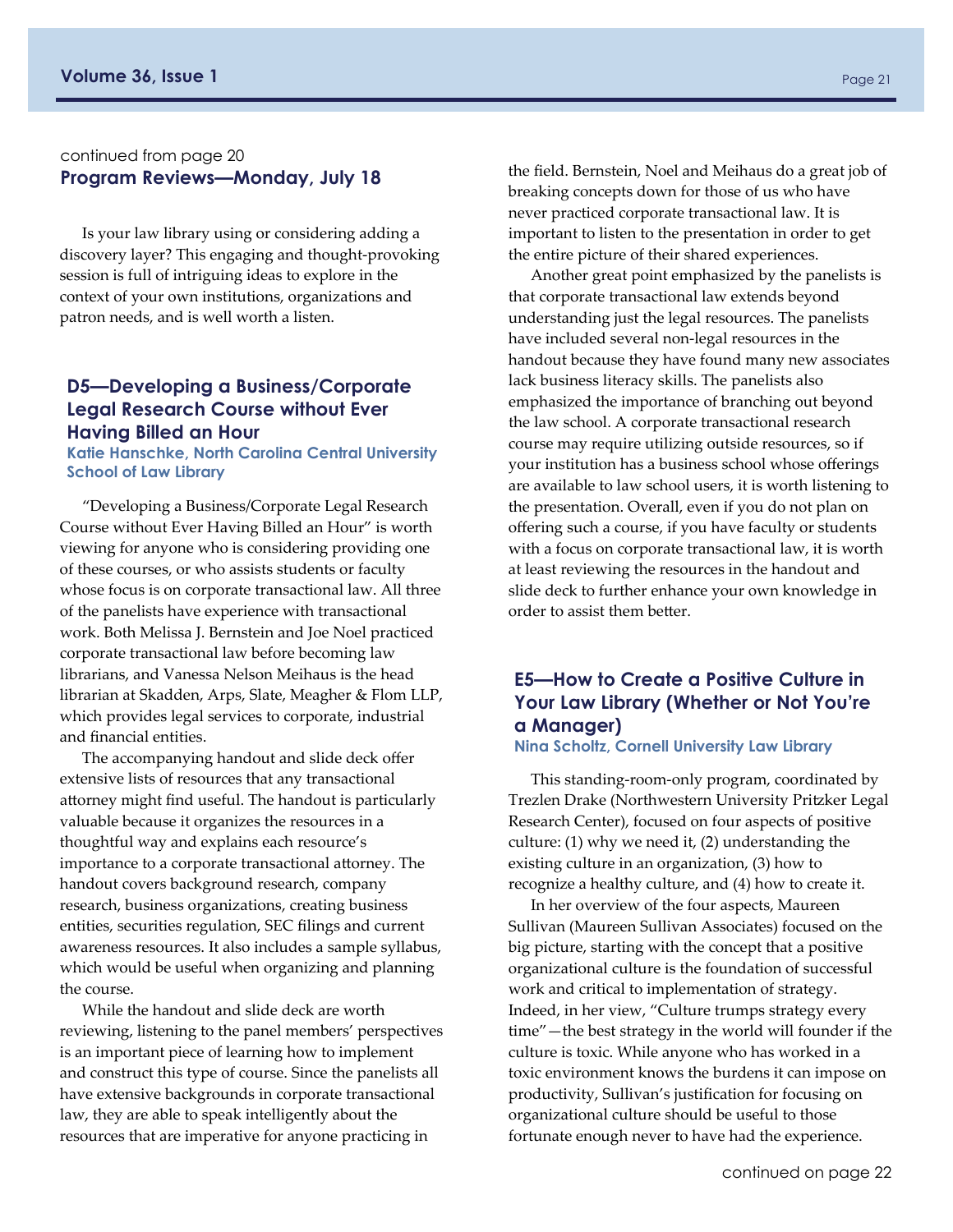continued from page 20

## Program Reviews—Monday, July 18

Is your law library using or considering adding a discovery layer? This engaging and thought-provoking session is full of intriguing ideas to explore in the context of your own institutions, organizations and patron needs, and is well worth a listen.

### D5—Developing a Business/Corporate Legal Research Course without Ever Having Billed an Hour

**Katie Hanschke, North Carolina Central University School of Law Library**

"Developing a Business/Corporate Legal Research Course without Ever Having Billed an Hour" is worth viewing for anyone who is considering providing one of these courses, or who assists students or faculty whose focus is on corporate transactional law. All three of the panelists have experience with transactional work. Both Melissa J. Bernstein and Joe Noel practiced corporate transactional law before becoming law librarians, and Vanessa Nelson Meihaus is the head librarian at Skadden, Arps, Slate, Meagher & Flom LLP, which provides legal services to corporate, industrial and financial entities.

The accompanying handout and slide deck offer extensive lists of resources that any transactional attorney might find useful. The handout is particularly valuable because it organizes the resources in a thoughtful way and explains each resource's importance to a corporate transactional attorney. The handout covers background research, company research, business organizations, creating business entities, securities regulation, SEC filings and current awareness resources. It also includes a sample syllabus, which would be useful when organizing and planning the course.

While the handout and slide deck are worth reviewing, listening to the panel members' perspectives is an important piece of learning how to implement and construct this type of course. Since the panelists all have extensive backgrounds in corporate transactional law, they are able to speak intelligently about the resources that are imperative for anyone practicing in the field. Bernstein, Noel and Meihaus do a great job of breaking concepts down for those of us who have never practiced corporate transactional law. It is important to listen to the presentation in order to get the entire picture of their shared experiences.

Another great point emphasized by the panelists is that corporate transactional law extends beyond understanding just the legal resources. The panelists have included several non-legal resources in the handout because they have found many new associates lack business literacy skills. The panelists also emphasized the importance of branching out beyond the law school. A corporate transactional research course may require utilizing outside resources, so if your institution has a business school whose offerings are available to law school users, it is worth listening to the presentation. Overall, even if you do not plan on offering such a course, if you have faculty or students with a focus on corporate transactional law, it is worth at least reviewing the resources in the handout and slide deck to further enhance your own knowledge in order to assist them better.

### E5—How to Create a Positive Culture in Your Law Library (Whether or Not You're a Manager)

**Nina Scholtz, Cornell University Law Library**

This standing-room-only program, coordinated by Trezlen Drake (Northwestern University Pritzker Legal Research Center), focused on four aspects of positive culture: (1) why we need it, (2) understanding the existing culture in an organization, (3) how to recognize a healthy culture, and (4) how to create it.

In her overview of the four aspects, Maureen Sullivan (Maureen Sullivan Associates) focused on the big picture, starting with the concept that a positive organizational culture is the foundation of successful work and critical to implementation of strategy. Indeed, in her view, "Culture trumps strategy every time"—the best strategy in the world will founder if the culture is toxic. While anyone who has worked in a toxic environment knows the burdens it can impose on productivity, Sullivan's justification for focusing on organizational culture should be useful to those fortunate enough never to have had the experience.

continued on page 22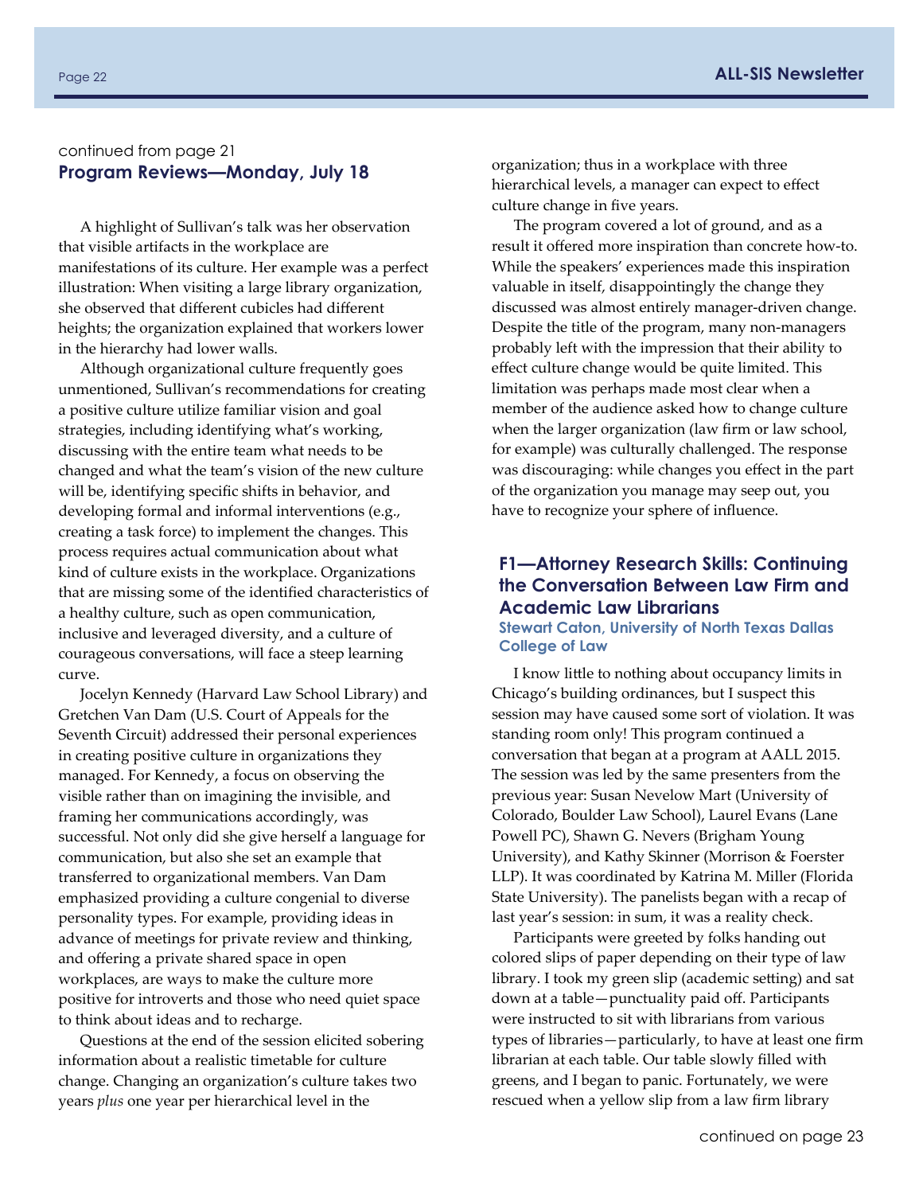continued from page 21

## Program Reviews—Monday, July 18

A highlight of Sullivan's talk was her observation that visible artifacts in the workplace are manifestations of its culture. Her example was a perfect illustration: When visiting a large library organization, she observed that different cubicles had different heights; the organization explained that workers lower in the hierarchy had lower walls.

Although organizational culture frequently goes unmentioned, Sullivan's recommendations for creating a positive culture utilize familiar vision and goal strategies, including identifying what's working, discussing with the entire team what needs to be changed and what the team's vision of the new culture will be, identifying specific shifts in behavior, and developing formal and informal interventions (e.g., creating a task force) to implement the changes. This process requires actual communication about what kind of culture exists in the workplace. Organizations that are missing some of the identified characteristics of a healthy culture, such as open communication, inclusive and leveraged diversity, and a culture of courageous conversations, will face a steep learning curve.

Jocelyn Kennedy (Harvard Law School Library) and Gretchen Van Dam (U.S. Court of Appeals for the Seventh Circuit) addressed their personal experiences in creating positive culture in organizations they managed. For Kennedy, a focus on observing the visible rather than on imagining the invisible, and framing her communications accordingly, was successful. Not only did she give herself a language for communication, but also she set an example that transferred to organizational members. Van Dam emphasized providing a culture congenial to diverse personality types. For example, providing ideas in advance of meetings for private review and thinking, and offering a private shared space in open workplaces, are ways to make the culture more positive for introverts and those who need quiet space to think about ideas and to recharge.

Questions at the end of the session elicited sobering information about a realistic timetable for culture change. Changing an organization's culture takes two years *plus* one year per hierarchical level in the organization; thus in a workplace with three hierarchical levels, a manager can expect to effect culture change in five years.

The program covered a lot of ground, and as a result it offered more inspiration than concrete how-to. While the speakers' experiences made this inspiration valuable in itself, disappointingly the change they discussed was almost entirely manager-driven change. Despite the title of the program, many non-managers probably left with the impression that their ability to effect culture change would be quite limited. This limitation was perhaps made most clear when a member of the audience asked how to change culture when the larger organization (law firm or law school, for example) was culturally challenged. The response was discouraging: while changes you effect in the part of the organization you manage may seep out, you have to recognize your sphere of influence.

### F1—Attorney Research Skills: Continuing the Conversation Between Law Firm and Academic Law Librarians

**Stewart Caton, University of North Texas Dallas College of Law**

I know little to nothing about occupancy limits in Chicago's building ordinances, but I suspect this session may have caused some sort of violation. It was standing room only! This program continued a conversation that began at a program at AALL 2015. The session was led by the same presenters from the previous year: Susan Nevelow Mart (University of Colorado, Boulder Law School), Laurel Evans (Lane Powell PC), Shawn G. Nevers (Brigham Young University), and Kathy Skinner (Morrison & Foerster LLP). It was coordinated by Katrina M. Miller (Florida State University). The panelists began with a recap of last year's session: in sum, it was a reality check.

Participants were greeted by folks handing out colored slips of paper depending on their type of law library. I took my green slip (academic setting) and sat down at a table—punctuality paid off. Participants were instructed to sit with librarians from various types of libraries—particularly, to have at least one firm librarian at each table. Our table slowly filled with greens, and I began to panic. Fortunately, we were rescued when a yellow slip from a law firm library

continued on page 23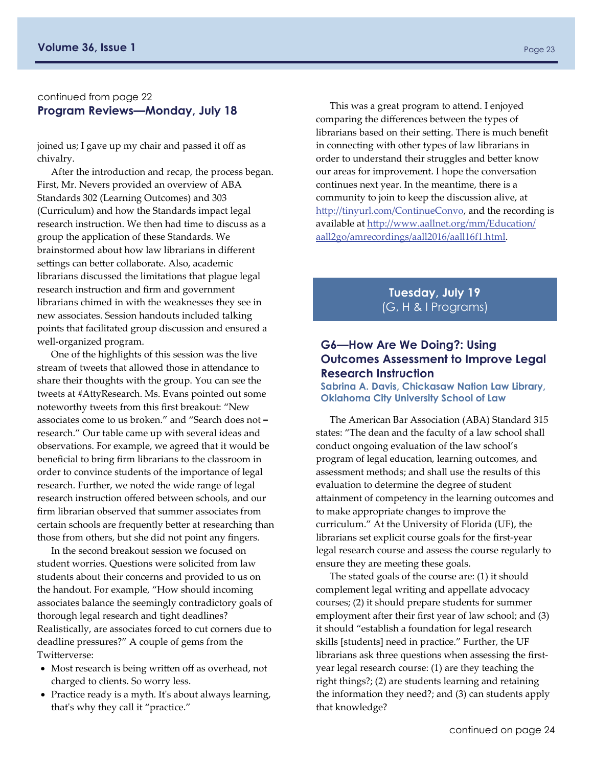continued from page 22

## Program Reviews—Monday, July 18

joined us; I gave up my chair and passed it off as chivalry.

After the introduction and recap, the process began. First, Mr. Nevers provided an overview of ABA Standards 302 (Learning Outcomes) and 303 (Curriculum) and how the Standards impact legal research instruction. We then had time to discuss as a group the application of these Standards. We brainstormed about how law librarians in different settings can better collaborate. Also, academic librarians discussed the limitations that plague legal research instruction and firm and government librarians chimed in with the weaknesses they see in new associates. Session handouts included talking points that facilitated group discussion and ensured a well-organized program.

One of the highlights of this session was the live stream of tweets that allowed those in attendance to share their thoughts with the group. You can see the tweets at #AttyResearch. Ms. Evans pointed out some noteworthy tweets from this first breakout: "New associates come to us broken." and "Search does not = research." Our table came up with several ideas and observations. For example, we agreed that it would be beneficial to bring firm librarians to the classroom in order to convince students of the importance of legal research. Further, we noted the wide range of legal research instruction offered between schools, and our firm librarian observed that summer associates from certain schools are frequently better at researching than those from others, but she did not point any fingers.

In the second breakout session we focused on student worries. Questions were solicited from law students about their concerns and provided to us on the handout. For example, "How should incoming associates balance the seemingly contradictory goals of thorough legal research and tight deadlines? Realistically, are associates forced to cut corners due to deadline pressures?" A couple of gems from the Twitterverse:

- Most research is being written off as overhead, not charged to clients. So worry less.
- Practice ready is a myth. It's about always learning, that's why they call it "practice."

This was a great program to attend. I enjoyed comparing the differences between the types of librarians based on their setting. There is much benefit in connecting with other types of law librarians in order to understand their struggles and better know our areas for improvement. I hope the conversation continues next year. In the meantime, there is a community to join to keep the discussion alive, at http://tinyurl.com/ContinueConvo, and the recording is available at http://www.aallnet.org/mm/Education/aall2go/amrecordings/aall2016/aall16f1.html.

## Tuesday, July 19
(G, H & I Programs)

### G6—How Are We Doing?: Using Outcomes Assessment to Improve Legal Research Instruction

**Sabrina A. Davis, Chickasaw Nation Law Library, Oklahoma City University School of Law**

The American Bar Association (ABA) Standard 315 states: "The dean and the faculty of a law school shall conduct ongoing evaluation of the law school's program of legal education, learning outcomes, and assessment methods; and shall use the results of this evaluation to determine the degree of student attainment of competency in the learning outcomes and to make appropriate changes to improve the curriculum." At the University of Florida (UF), the librarians set explicit course goals for the first-year legal research course and assess the course regularly to ensure they are meeting these goals.

The stated goals of the course are: (1) it should complement legal writing and appellate advocacy courses; (2) it should prepare students for summer employment after their first year of law school; and (3) it should "establish a foundation for legal research skills [students] need in practice." Further, the UF librarians ask three questions when assessing the first-year legal research course: (1) are they teaching the right things?; (2) are students learning and retaining the information they need?; and (3) can students apply that knowledge?

continued on page 24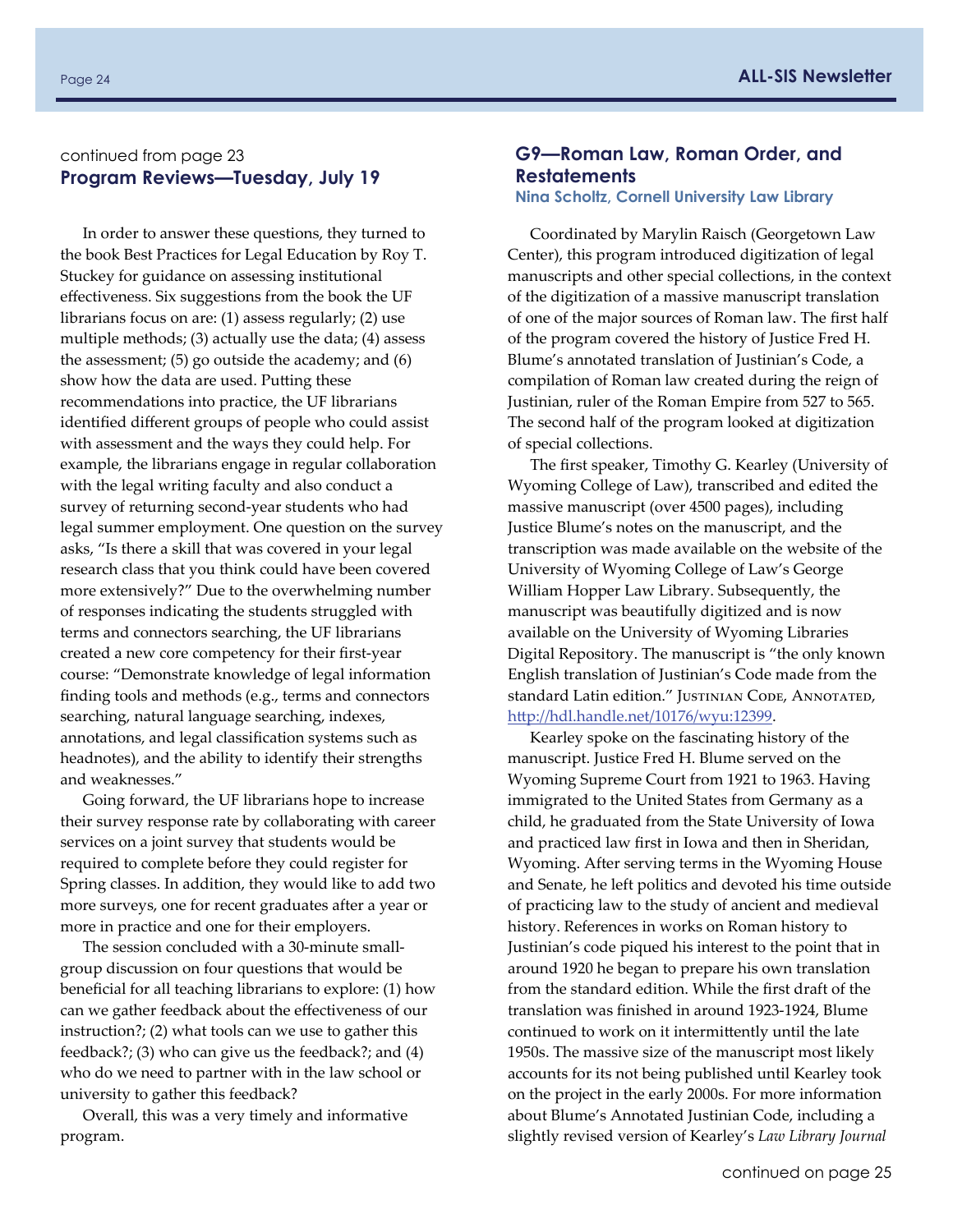continued from page 23

## Program Reviews—Tuesday, July 19

In order to answer these questions, they turned to the book Best Practices for Legal Education by Roy T. Stuckey for guidance on assessing institutional effectiveness. Six suggestions from the book the UF librarians focus on are: (1) assess regularly; (2) use multiple methods; (3) actually use the data; (4) assess the assessment; (5) go outside the academy; and (6) show how the data are used. Putting these recommendations into practice, the UF librarians identified different groups of people who could assist with assessment and the ways they could help. For example, the librarians engage in regular collaboration with the legal writing faculty and also conduct a survey of returning second-year students who had legal summer employment. One question on the survey asks, "Is there a skill that was covered in your legal research class that you think could have been covered more extensively?" Due to the overwhelming number of responses indicating the students struggled with terms and connectors searching, the UF librarians created a new core competency for their first-year course: "Demonstrate knowledge of legal information finding tools and methods (e.g., terms and connectors searching, natural language searching, indexes, annotations, and legal classification systems such as headnotes), and the ability to identify their strengths and weaknesses."

Going forward, the UF librarians hope to increase their survey response rate by collaborating with career services on a joint survey that students would be required to complete before they could register for Spring classes. In addition, they would like to add two more surveys, one for recent graduates after a year or more in practice and one for their employers.

The session concluded with a 30-minute small-group discussion on four questions that would be beneficial for all teaching librarians to explore: (1) how can we gather feedback about the effectiveness of our instruction?; (2) what tools can we use to gather this feedback?; (3) who can give us the feedback?; and (4) who do we need to partner with in the law school or university to gather this feedback?

Overall, this was a very timely and informative program.

## G9—Roman Law, Roman Order, and Restatements

**Nina Scholtz, Cornell University Law Library**

Coordinated by Marylin Raisch (Georgetown Law Center), this program introduced digitization of legal manuscripts and other special collections, in the context of the digitization of a massive manuscript translation of one of the major sources of Roman law. The first half of the program covered the history of Justice Fred H. Blume's annotated translation of Justinian's Code, a compilation of Roman law created during the reign of Justinian, ruler of the Roman Empire from 527 to 565. The second half of the program looked at digitization of special collections.

The first speaker, Timothy G. Kearley (University of Wyoming College of Law), transcribed and edited the massive manuscript (over 4500 pages), including Justice Blume's notes on the manuscript, and the transcription was made available on the website of the University of Wyoming College of Law's George William Hopper Law Library. Subsequently, the manuscript was beautifully digitized and is now available on the University of Wyoming Libraries Digital Repository. The manuscript is "the only known English translation of Justinian's Code made from the standard Latin edition." Justinian Code, Annotated, http://hdl.handle.net/10176/wyu:12399.

Kearley spoke on the fascinating history of the manuscript. Justice Fred H. Blume served on the Wyoming Supreme Court from 1921 to 1963. Having immigrated to the United States from Germany as a child, he graduated from the State University of Iowa and practiced law first in Iowa and then in Sheridan, Wyoming. After serving terms in the Wyoming House and Senate, he left politics and devoted his time outside of practicing law to the study of ancient and medieval history. References in works on Roman history to Justinian's code piqued his interest to the point that in around 1920 he began to prepare his own translation from the standard edition. While the first draft of the translation was finished in around 1923-1924, Blume continued to work on it intermittently until the late 1950s. The massive size of the manuscript most likely accounts for its not being published until Kearley took on the project in the early 2000s. For more information about Blume's Annotated Justinian Code, including a slightly revised version of Kearley's *Law Library Journal*

continued on page 25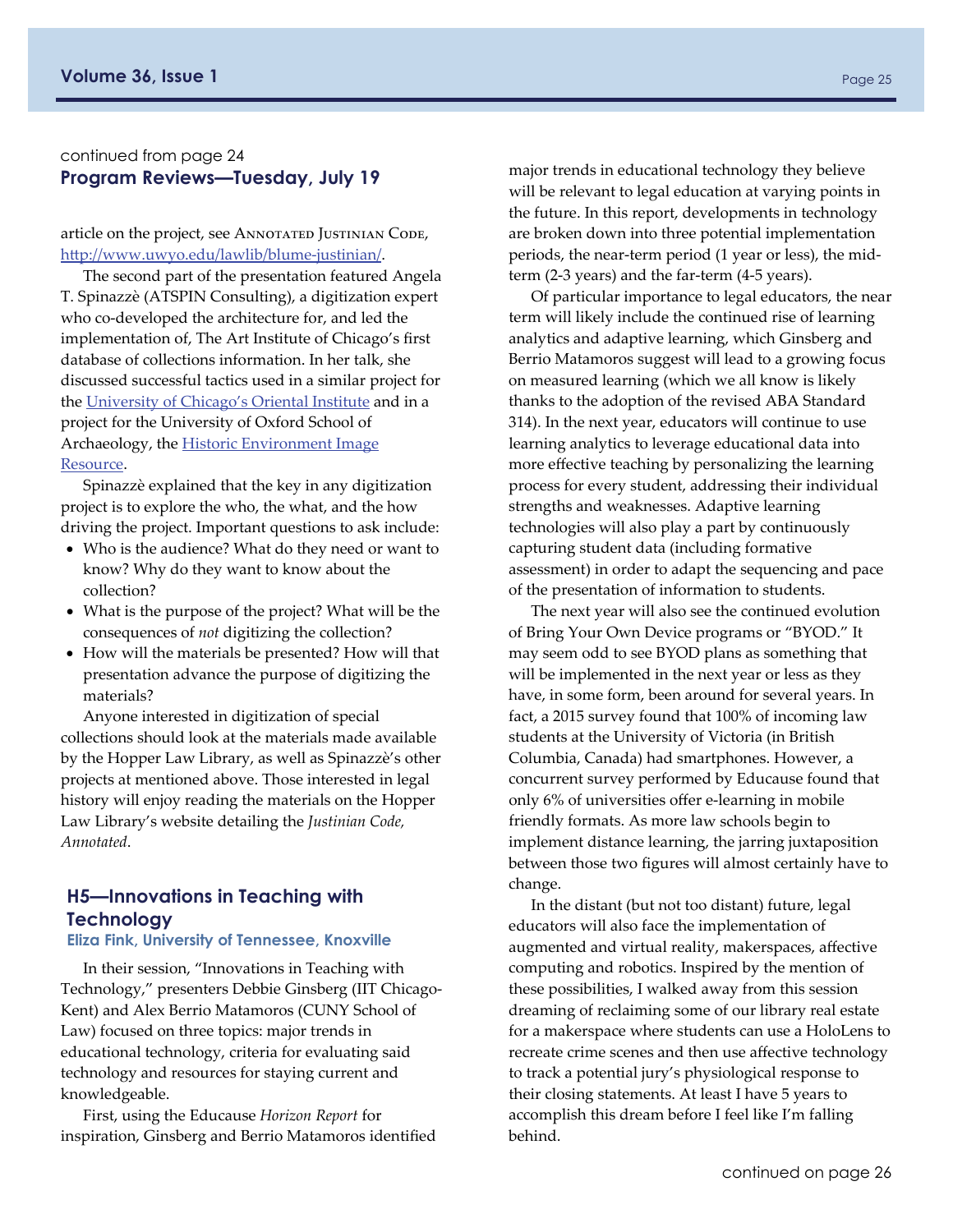continued from page 24

## Program Reviews—Tuesday, July 19

article on the project, see Annotated Justinian Code, http://www.uwyo.edu/lawlib/blume-justinian/.

The second part of the presentation featured Angela T. Spinazzè (ATSPIN Consulting), a digitization expert who co-developed the architecture for, and led the implementation of, The Art Institute of Chicago's first database of collections information. In her talk, she discussed successful tactics used in a similar project for the University of Chicago's Oriental Institute and in a project for the University of Oxford School of Archaeology, the Historic Environment Image Resource.

Spinazzè explained that the key in any digitization project is to explore the who, the what, and the how driving the project. Important questions to ask include:

- Who is the audience? What do they need or want to know? Why do they want to know about the collection?
- What is the purpose of the project? What will be the consequences of *not* digitizing the collection?
- How will the materials be presented? How will that presentation advance the purpose of digitizing the materials?

Anyone interested in digitization of special collections should look at the materials made available by the Hopper Law Library, as well as Spinazzè's other projects at mentioned above. Those interested in legal history will enjoy reading the materials on the Hopper Law Library's website detailing the *Justinian Code, Annotated*.

### H5—Innovations in Teaching with Technology

**Eliza Fink, University of Tennessee, Knoxville**

In their session, "Innovations in Teaching with Technology," presenters Debbie Ginsberg (IIT Chicago-Kent) and Alex Berrio Matamoros (CUNY School of Law) focused on three topics: major trends in educational technology, criteria for evaluating said technology and resources for staying current and knowledgeable.

First, using the Educause *Horizon Report* for inspiration, Ginsberg and Berrio Matamoros identified major trends in educational technology they believe will be relevant to legal education at varying points in the future. In this report, developments in technology are broken down into three potential implementation periods, the near-term period (1 year or less), the mid-term (2-3 years) and the far-term (4-5 years).

Of particular importance to legal educators, the near term will likely include the continued rise of learning analytics and adaptive learning, which Ginsberg and Berrio Matamoros suggest will lead to a growing focus on measured learning (which we all know is likely thanks to the adoption of the revised ABA Standard 314). In the next year, educators will continue to use learning analytics to leverage educational data into more effective teaching by personalizing the learning process for every student, addressing their individual strengths and weaknesses. Adaptive learning technologies will also play a part by continuously capturing student data (including formative assessment) in order to adapt the sequencing and pace of the presentation of information to students.

The next year will also see the continued evolution of Bring Your Own Device programs or "BYOD." It may seem odd to see BYOD plans as something that will be implemented in the next year or less as they have, in some form, been around for several years. In fact, a 2015 survey found that 100% of incoming law students at the University of Victoria (in British Columbia, Canada) had smartphones. However, a concurrent survey performed by Educause found that only 6% of universities offer e-learning in mobile friendly formats. As more law schools begin to implement distance learning, the jarring juxtaposition between those two figures will almost certainly have to change.

In the distant (but not too distant) future, legal educators will also face the implementation of augmented and virtual reality, makerspaces, affective computing and robotics. Inspired by the mention of these possibilities, I walked away from this session dreaming of reclaiming some of our library real estate for a makerspace where students can use a HoloLens to recreate crime scenes and then use affective technology to track a potential jury's physiological response to their closing statements. At least I have 5 years to accomplish this dream before I feel like I'm falling behind.

continued on page 26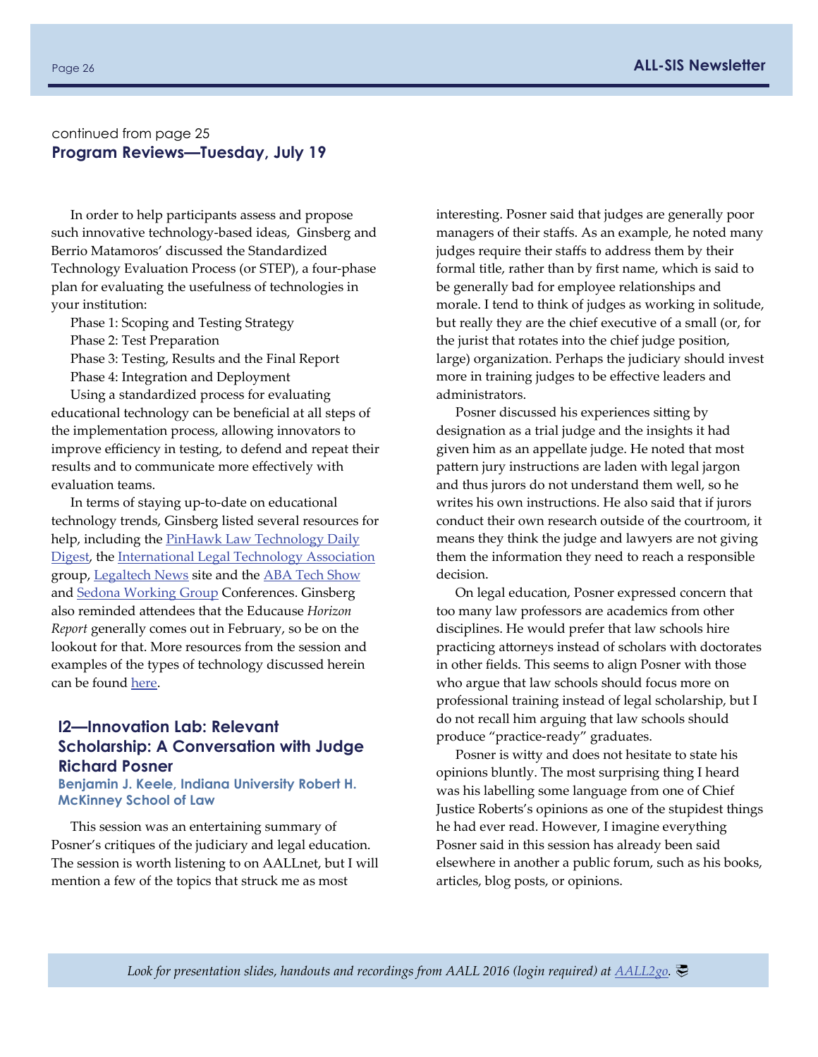continued from page 25

## Program Reviews—Tuesday, July 19

In order to help participants assess and propose such innovative technology-based ideas, Ginsberg and Berrio Matamoros' discussed the Standardized Technology Evaluation Process (or STEP), a four-phase plan for evaluating the usefulness of technologies in your institution:

Phase 1: Scoping and Testing Strategy
Phase 2: Test Preparation
Phase 3: Testing, Results and the Final Report
Phase 4: Integration and Deployment

Using a standardized process for evaluating educational technology can be beneficial at all steps of the implementation process, allowing innovators to improve efficiency in testing, to defend and repeat their results and to communicate more effectively with evaluation teams.

In terms of staying up-to-date on educational technology trends, Ginsberg listed several resources for help, including the PinHawk Law Technology Daily Digest, the International Legal Technology Association group, Legaltech News site and the ABA Tech Show and Sedona Working Group Conferences. Ginsberg also reminded attendees that the Educause *Horizon Report* generally comes out in February, so be on the lookout for that. More resources from the session and examples of the types of technology discussed herein can be found here.

### I2—Innovation Lab: Relevant Scholarship: A Conversation with Judge Richard Posner

**Benjamin J. Keele, Indiana University Robert H. McKinney School of Law**

This session was an entertaining summary of Posner's critiques of the judiciary and legal education. The session is worth listening to on AALLnet, but I will mention a few of the topics that struck me as most interesting. Posner said that judges are generally poor managers of their staffs. As an example, he noted many judges require their staffs to address them by their formal title, rather than by first name, which is said to be generally bad for employee relationships and morale. I tend to think of judges as working in solitude, but really they are the chief executive of a small (or, for the jurist that rotates into the chief judge position, large) organization. Perhaps the judiciary should invest more in training judges to be effective leaders and administrators.

Posner discussed his experiences sitting by designation as a trial judge and the insights it had given him as an appellate judge. He noted that most pattern jury instructions are laden with legal jargon and thus jurors do not understand them well, so he writes his own instructions. He also said that if jurors conduct their own research outside of the courtroom, it means they think the judge and lawyers are not giving them the information they need to reach a responsible decision.

On legal education, Posner expressed concern that too many law professors are academics from other disciplines. He would prefer that law schools hire practicing attorneys instead of scholars with doctorates in other fields. This seems to align Posner with those who argue that law schools should focus more on professional training instead of legal scholarship, but I do not recall him arguing that law schools should produce "practice-ready" graduates.

Posner is witty and does not hesitate to state his opinions bluntly. The most surprising thing I heard was his labelling some language from one of Chief Justice Roberts's opinions as one of the stupidest things he had ever read. However, I imagine everything Posner said in this session has already been said elsewhere in another a public forum, such as his books, articles, blog posts, or opinions.

*Look for presentation slides, handouts and recordings from AALL 2016 (login required) at AALL2go.*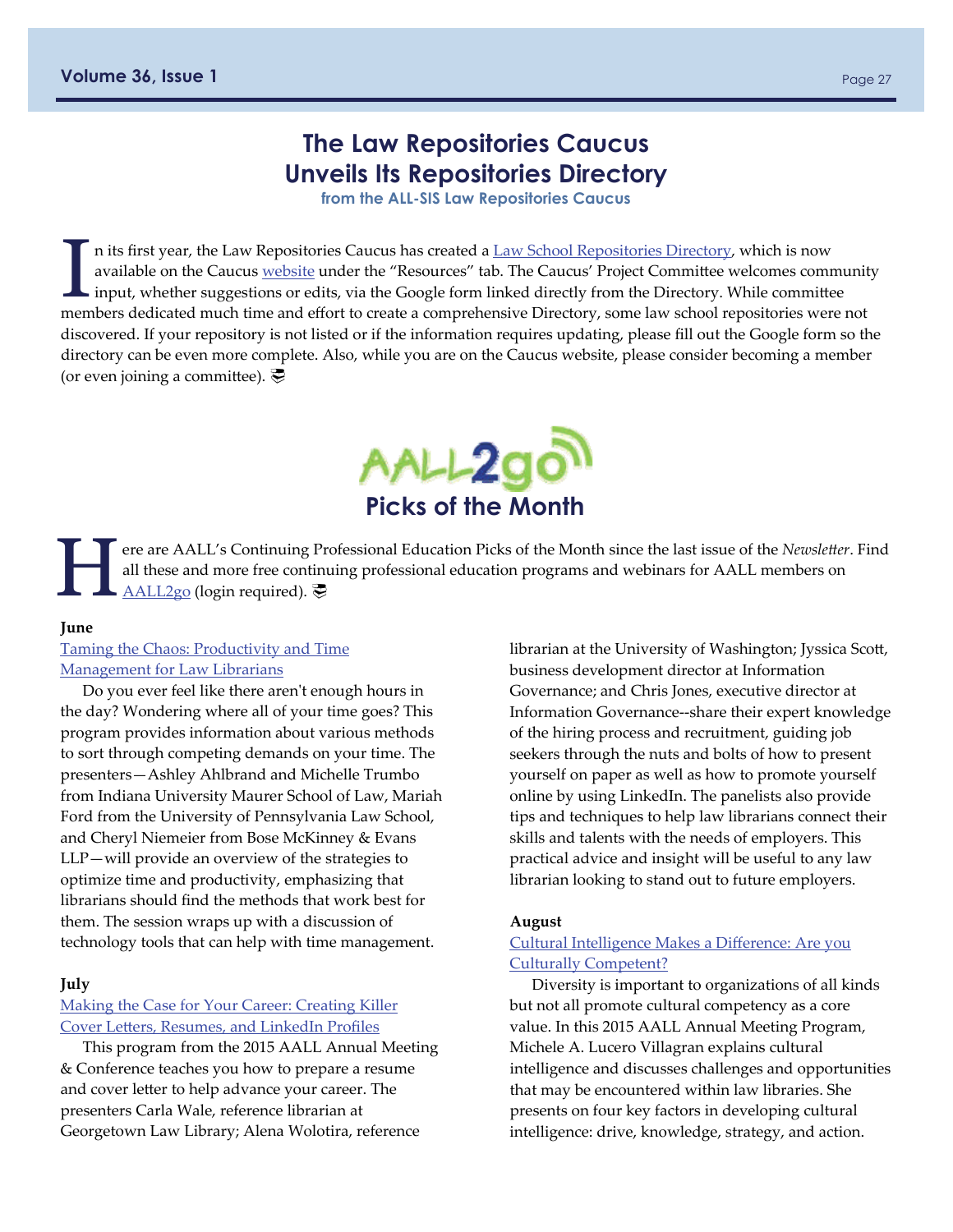# The Law Repositories Caucus Unveils Its Repositories Directory

**from the ALL-SIS Law Repositories Caucus**

In its first year, the Law Repositories Caucus has created a Law School Repositories Directory, which is now available on the Caucus website under the "Resources" tab. The Caucus' Project Committee welcomes community input, whether suggestions or edits, via the Google form linked directly from the Directory. While committee members dedicated much time and effort to create a comprehensive Directory, some law school repositories were not discovered. If your repository is not listed or if the information requires updating, please fill out the Google form so the directory can be even more complete. Also, while you are on the Caucus website, please consider becoming a member (or even joining a committee).

# AALL2go Picks of the Month

Here are AALL's Continuing Professional Education Picks of the Month since the last issue of the *Newsletter*. Find all these and more free continuing professional education programs and webinars for AALL members on AALL2go (login required).

**June**

Taming the Chaos: Productivity and Time Management for Law Librarians

Do you ever feel like there aren't enough hours in the day? Wondering where all of your time goes? This program provides information about various methods to sort through competing demands on your time. The presenters—Ashley Ahlbrand and Michelle Trumbo from Indiana University Maurer School of Law, Mariah Ford from the University of Pennsylvania Law School, and Cheryl Niemeier from Bose McKinney & Evans LLP—will provide an overview of the strategies to optimize time and productivity, emphasizing that librarians should find the methods that work best for them. The session wraps up with a discussion of technology tools that can help with time management.

**July**

Making the Case for Your Career: Creating Killer Cover Letters, Resumes, and LinkedIn Profiles

This program from the 2015 AALL Annual Meeting & Conference teaches you how to prepare a resume and cover letter to help advance your career. The presenters Carla Wale, reference librarian at Georgetown Law Library; Alena Wolotira, reference librarian at the University of Washington; Jyssica Scott, business development director at Information Governance; and Chris Jones, executive director at Information Governance--share their expert knowledge of the hiring process and recruitment, guiding job seekers through the nuts and bolts of how to present yourself on paper as well as how to promote yourself online by using LinkedIn. The panelists also provide tips and techniques to help law librarians connect their skills and talents with the needs of employers. This practical advice and insight will be useful to any law librarian looking to stand out to future employers.

**August**

Cultural Intelligence Makes a Difference: Are you Culturally Competent?

Diversity is important to organizations of all kinds but not all promote cultural competency as a core value. In this 2015 AALL Annual Meeting Program, Michele A. Lucero Villagran explains cultural intelligence and discusses challenges and opportunities that may be encountered within law libraries. She presents on four key factors in developing cultural intelligence: drive, knowledge, strategy, and action.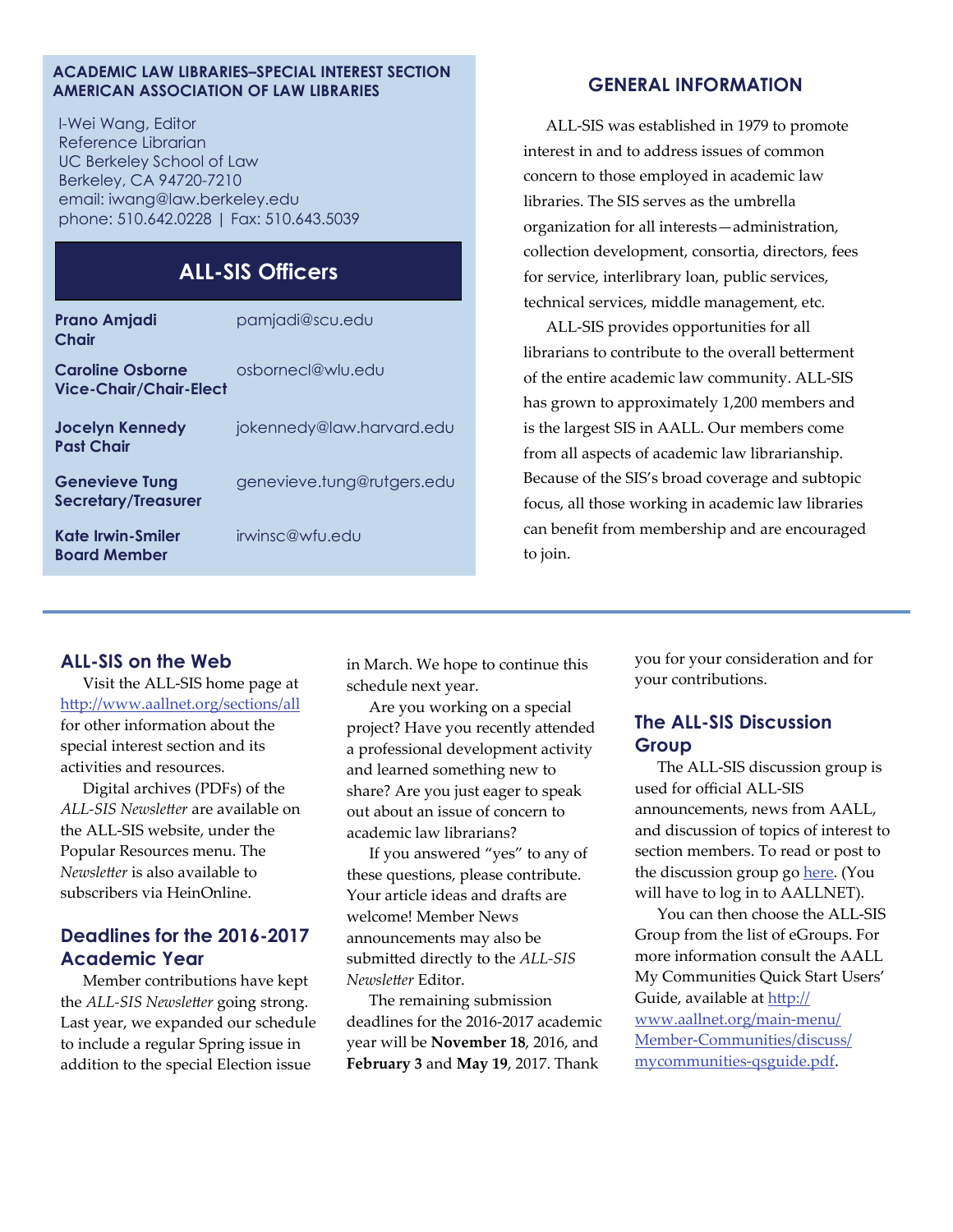**ACADEMIC LAW LIBRARIES–SPECIAL INTEREST SECTION**
**AMERICAN ASSOCIATION OF LAW LIBRARIES**

I-Wei Wang, Editor
Reference Librarian
UC Berkeley School of Law
Berkeley, CA 94720-7210
email: iwang@law.berkeley.edu
phone: 510.642.0228 | Fax: 510.643.5039

## ALL-SIS Officers

| | |
|---|---|
| **Prano Amjadi**<br>**Chair** | pamjadi@scu.edu |
| **Caroline Osborne**<br>**Vice-Chair/Chair-Elect** | osbornecl@wlu.edu |
| **Jocelyn Kennedy**<br>**Past Chair** | jokennedy@law.harvard.edu |
| **Genevieve Tung**<br>**Secretary/Treasurer** | genevieve.tung@rutgers.edu |
| **Kate Irwin-Smiler**<br>**Board Member** | irwinsc@wfu.edu |

## GENERAL INFORMATION

ALL-SIS was established in 1979 to promote interest in and to address issues of common concern to those employed in academic law libraries. The SIS serves as the umbrella organization for all interests—administration, collection development, consortia, directors, fees for service, interlibrary loan, public services, technical services, middle management, etc.

ALL-SIS provides opportunities for all librarians to contribute to the overall betterment of the entire academic law community. ALL-SIS has grown to approximately 1,200 members and is the largest SIS in AALL. Our members come from all aspects of academic law librarianship. Because of the SIS's broad coverage and subtopic focus, all those working in academic law libraries can benefit from membership and are encouraged to join.

## ALL-SIS on the Web

Visit the ALL-SIS home page at [http://www.aallnet.org/sections/all](http://www.aallnet.org/sections/all) for other information about the special interest section and its activities and resources.

Digital archives (PDFs) of the *ALL-SIS Newsletter* are available on the ALL-SIS website, under the Popular Resources menu. The *Newsletter* is also available to subscribers via HeinOnline.

## Deadlines for the 2016-2017 Academic Year

Member contributions have kept the *ALL-SIS Newsletter* going strong. Last year, we expanded our schedule to include a regular Spring issue in addition to the special Election issue in March. We hope to continue this schedule next year.

Are you working on a special project? Have you recently attended a professional development activity and learned something new to share? Are you just eager to speak out about an issue of concern to academic law librarians?

If you answered "yes" to any of these questions, please contribute. Your article ideas and drafts are welcome! Member News announcements may also be submitted directly to the *ALL-SIS Newsletter* Editor.

The remaining submission deadlines for the 2016-2017 academic year will be **November 18**, 2016, and **February 3** and **May 19**, 2017. Thank you for your consideration and for your contributions.

## The ALL-SIS Discussion Group

The ALL-SIS discussion group is used for official ALL-SIS announcements, news from AALL, and discussion of topics of interest to section members. To read or post to the discussion group go here. (You will have to log in to AALLNET).

You can then choose the ALL-SIS Group from the list of eGroups. For more information consult the AALL My Communities Quick Start Users' Guide, available at [http://www.aallnet.org/main-menu/Member-Communities/discuss/mycommunities-qsguide.pdf](http://www.aallnet.org/main-menu/Member-Communities/discuss/mycommunities-qsguide.pdf).